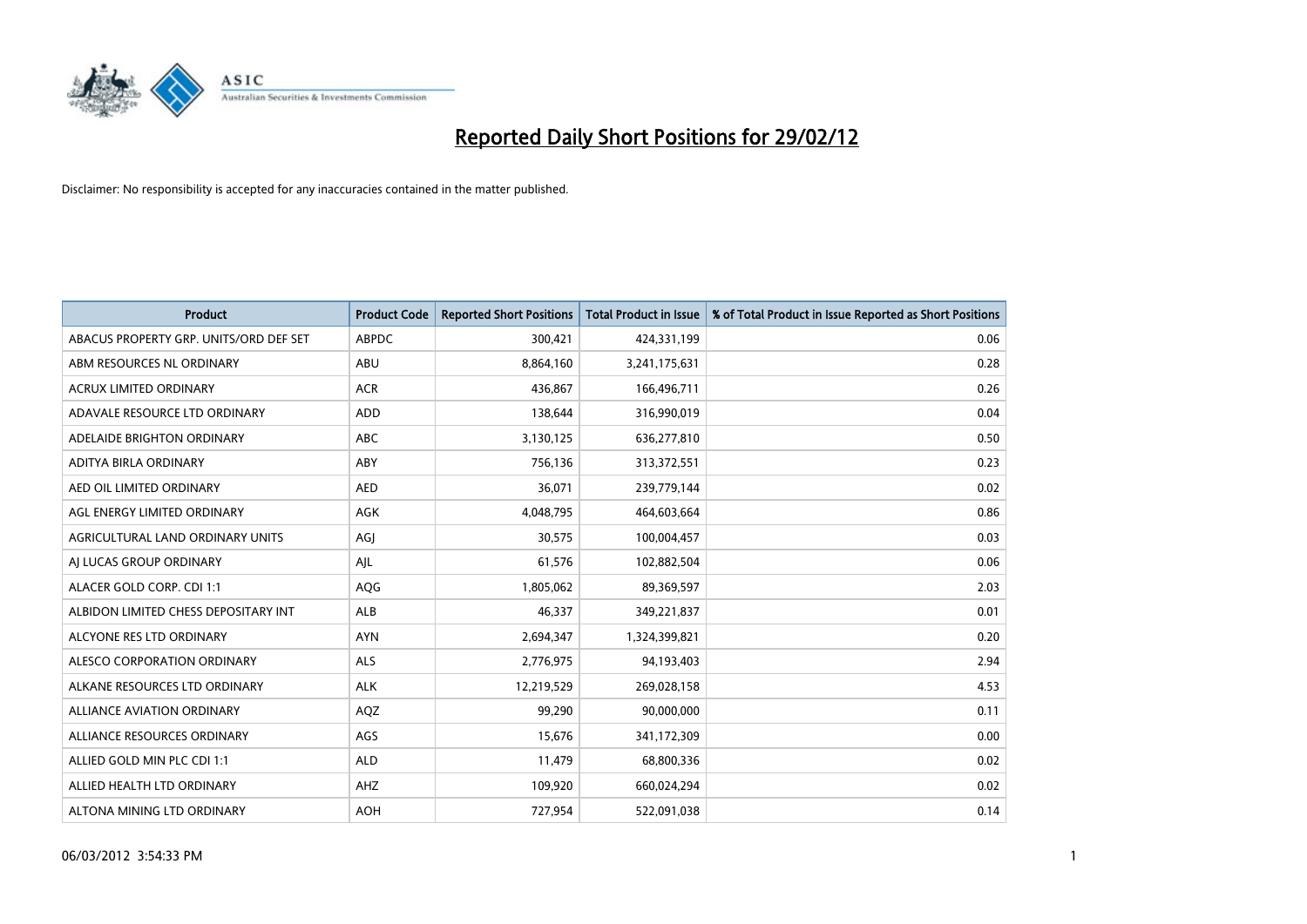# Reported Daily Short Positions for 29/02/12

Disclaimer: No responsibility is accepted for any inaccuracies contained in the matter published.

| Product | Product Code | Reported Short Positions | Total Product in Issue | % of Total Product in Issue Reported as Short Positions |
|---|---|---|---|---|
| ABACUS PROPERTY GRP. UNITS/ORD DEF SET | ABPDC | 300,421 | 424,331,199 | 0.06 |
| ABM RESOURCES NL ORDINARY | ABU | 8,864,160 | 3,241,175,631 | 0.28 |
| ACRUX LIMITED ORDINARY | ACR | 436,867 | 166,496,711 | 0.26 |
| ADAVALE RESOURCE LTD ORDINARY | ADD | 138,644 | 316,990,019 | 0.04 |
| ADELAIDE BRIGHTON ORDINARY | ABC | 3,130,125 | 636,277,810 | 0.50 |
| ADITYA BIRLA ORDINARY | ABY | 756,136 | 313,372,551 | 0.23 |
| AED OIL LIMITED ORDINARY | AED | 36,071 | 239,779,144 | 0.02 |
| AGL ENERGY LIMITED ORDINARY | AGK | 4,048,795 | 464,603,664 | 0.86 |
| AGRICULTURAL LAND ORDINARY UNITS | AGJ | 30,575 | 100,004,457 | 0.03 |
| AJ LUCAS GROUP ORDINARY | AJL | 61,576 | 102,882,504 | 0.06 |
| ALACER GOLD CORP. CDI 1:1 | AQG | 1,805,062 | 89,369,597 | 2.03 |
| ALBIDON LIMITED CHESS DEPOSITARY INT | ALB | 46,337 | 349,221,837 | 0.01 |
| ALCYONE RES LTD ORDINARY | AYN | 2,694,347 | 1,324,399,821 | 0.20 |
| ALESCO CORPORATION ORDINARY | ALS | 2,776,975 | 94,193,403 | 2.94 |
| ALKANE RESOURCES LTD ORDINARY | ALK | 12,219,529 | 269,028,158 | 4.53 |
| ALLIANCE AVIATION ORDINARY | AQZ | 99,290 | 90,000,000 | 0.11 |
| ALLIANCE RESOURCES ORDINARY | AGS | 15,676 | 341,172,309 | 0.00 |
| ALLIED GOLD MIN PLC CDI 1:1 | ALD | 11,479 | 68,800,336 | 0.02 |
| ALLIED HEALTH LTD ORDINARY | AHZ | 109,920 | 660,024,294 | 0.02 |
| ALTONA MINING LTD ORDINARY | AOH | 727,954 | 522,091,038 | 0.14 |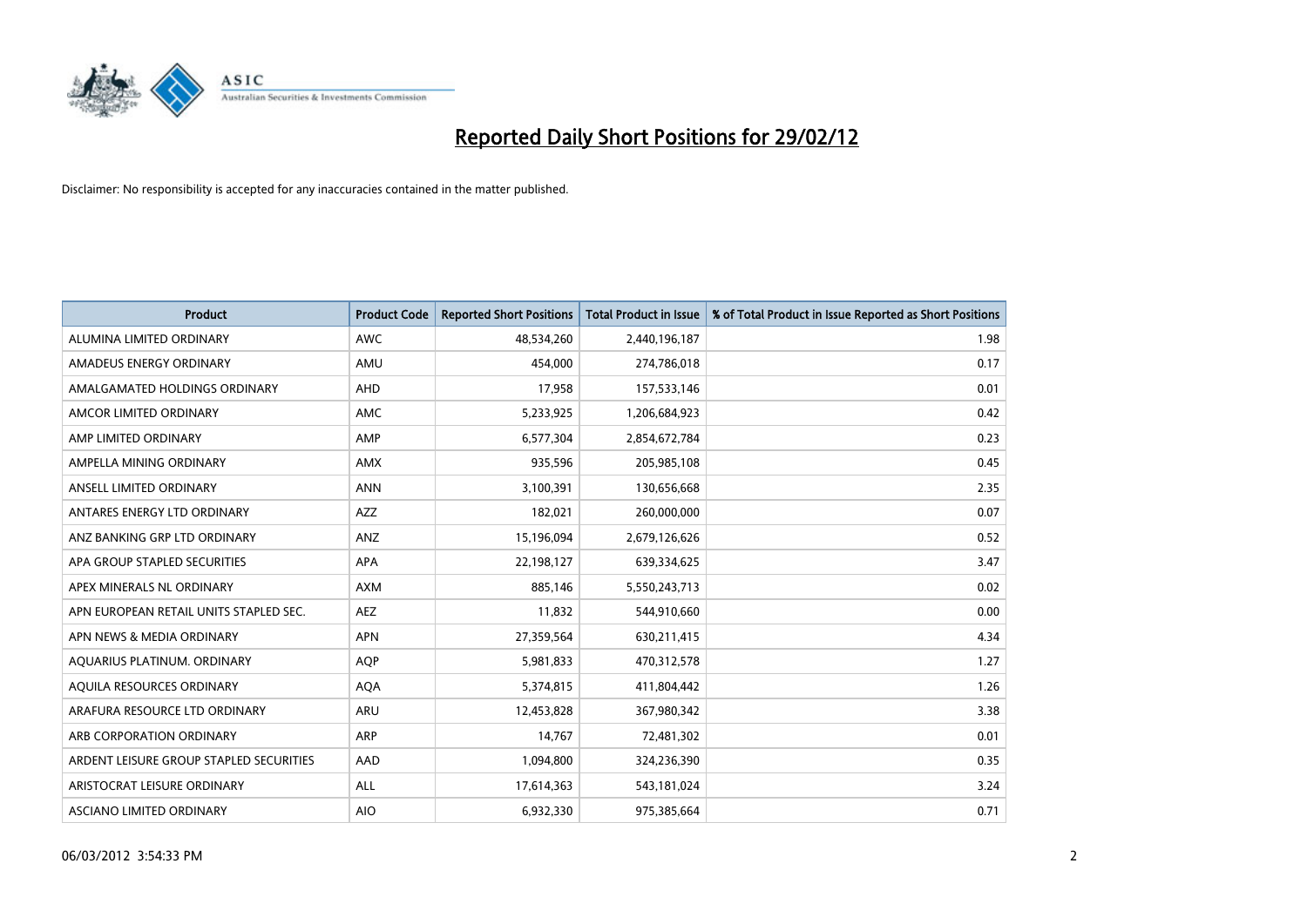# Reported Daily Short Positions for 29/02/12

Disclaimer: No responsibility is accepted for any inaccuracies contained in the matter published.

| Product | Product Code | Reported Short Positions | Total Product in Issue | % of Total Product in Issue Reported as Short Positions |
|---|---|---|---|---|
| ALUMINA LIMITED ORDINARY | AWC | 48,534,260 | 2,440,196,187 | 1.98 |
| AMADEUS ENERGY ORDINARY | AMU | 454,000 | 274,786,018 | 0.17 |
| AMALGAMATED HOLDINGS ORDINARY | AHD | 17,958 | 157,533,146 | 0.01 |
| AMCOR LIMITED ORDINARY | AMC | 5,233,925 | 1,206,684,923 | 0.42 |
| AMP LIMITED ORDINARY | AMP | 6,577,304 | 2,854,672,784 | 0.23 |
| AMPELLA MINING ORDINARY | AMX | 935,596 | 205,985,108 | 0.45 |
| ANSELL LIMITED ORDINARY | ANN | 3,100,391 | 130,656,668 | 2.35 |
| ANTARES ENERGY LTD ORDINARY | AZZ | 182,021 | 260,000,000 | 0.07 |
| ANZ BANKING GRP LTD ORDINARY | ANZ | 15,196,094 | 2,679,126,626 | 0.52 |
| APA GROUP STAPLED SECURITIES | APA | 22,198,127 | 639,334,625 | 3.47 |
| APEX MINERALS NL ORDINARY | AXM | 885,146 | 5,550,243,713 | 0.02 |
| APN EUROPEAN RETAIL UNITS STAPLED SEC. | AEZ | 11,832 | 544,910,660 | 0.00 |
| APN NEWS & MEDIA ORDINARY | APN | 27,359,564 | 630,211,415 | 4.34 |
| AQUARIUS PLATINUM. ORDINARY | AQP | 5,981,833 | 470,312,578 | 1.27 |
| AQUILA RESOURCES ORDINARY | AQA | 5,374,815 | 411,804,442 | 1.26 |
| ARAFURA RESOURCE LTD ORDINARY | ARU | 12,453,828 | 367,980,342 | 3.38 |
| ARB CORPORATION ORDINARY | ARP | 14,767 | 72,481,302 | 0.01 |
| ARDENT LEISURE GROUP STAPLED SECURITIES | AAD | 1,094,800 | 324,236,390 | 0.35 |
| ARISTOCRAT LEISURE ORDINARY | ALL | 17,614,363 | 543,181,024 | 3.24 |
| ASCIANO LIMITED ORDINARY | AIO | 6,932,330 | 975,385,664 | 0.71 |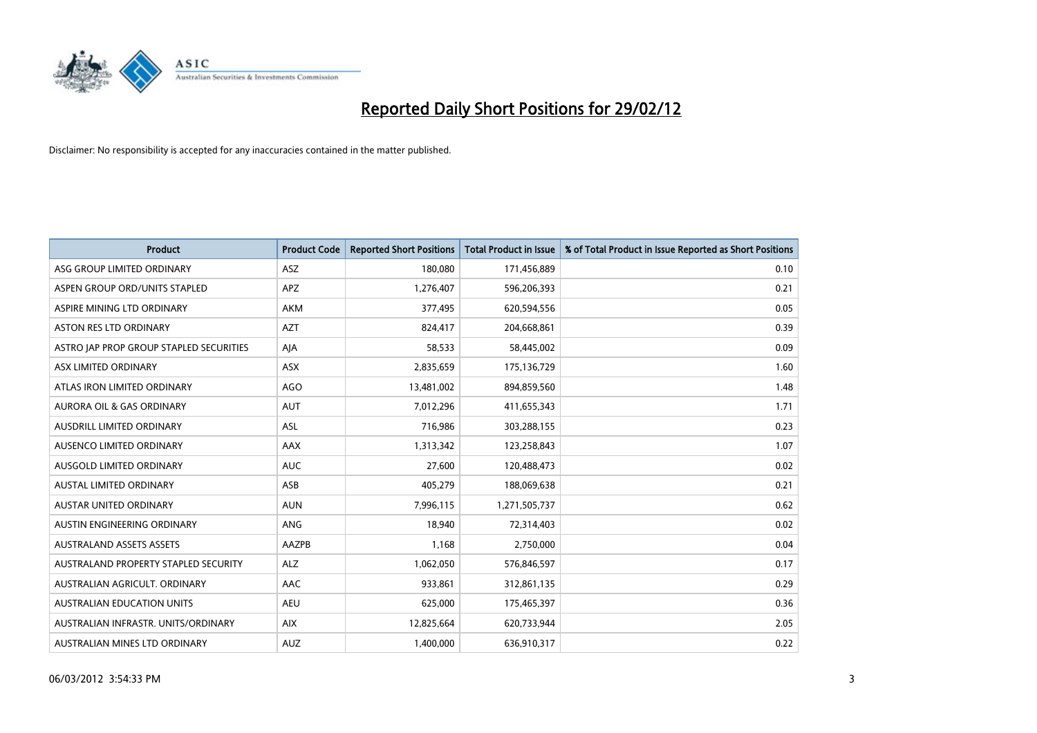# Reported Daily Short Positions for 29/02/12

Disclaimer: No responsibility is accepted for any inaccuracies contained in the matter published.

| Product | Product Code | Reported Short Positions | Total Product in Issue | % of Total Product in Issue Reported as Short Positions |
|---|---|---|---|---|
| ASG GROUP LIMITED ORDINARY | ASZ | 180,080 | 171,456,889 | 0.10 |
| ASPEN GROUP ORD/UNITS STAPLED | APZ | 1,276,407 | 596,206,393 | 0.21 |
| ASPIRE MINING LTD ORDINARY | AKM | 377,495 | 620,594,556 | 0.05 |
| ASTON RES LTD ORDINARY | AZT | 824,417 | 204,668,861 | 0.39 |
| ASTRO JAP PROP GROUP STAPLED SECURITIES | AJA | 58,533 | 58,445,002 | 0.09 |
| ASX LIMITED ORDINARY | ASX | 2,835,659 | 175,136,729 | 1.60 |
| ATLAS IRON LIMITED ORDINARY | AGO | 13,481,002 | 894,859,560 | 1.48 |
| AURORA OIL & GAS ORDINARY | AUT | 7,012,296 | 411,655,343 | 1.71 |
| AUSDRILL LIMITED ORDINARY | ASL | 716,986 | 303,288,155 | 0.23 |
| AUSENCO LIMITED ORDINARY | AAX | 1,313,342 | 123,258,843 | 1.07 |
| AUSGOLD LIMITED ORDINARY | AUC | 27,600 | 120,488,473 | 0.02 |
| AUSTAL LIMITED ORDINARY | ASB | 405,279 | 188,069,638 | 0.21 |
| AUSTAR UNITED ORDINARY | AUN | 7,996,115 | 1,271,505,737 | 0.62 |
| AUSTIN ENGINEERING ORDINARY | ANG | 18,940 | 72,314,403 | 0.02 |
| AUSTRALAND ASSETS ASSETS | AAZPB | 1,168 | 2,750,000 | 0.04 |
| AUSTRALAND PROPERTY STAPLED SECURITY | ALZ | 1,062,050 | 576,846,597 | 0.17 |
| AUSTRALIAN AGRICULT. ORDINARY | AAC | 933,861 | 312,861,135 | 0.29 |
| AUSTRALIAN EDUCATION UNITS | AEU | 625,000 | 175,465,397 | 0.36 |
| AUSTRALIAN INFRASTR. UNITS/ORDINARY | AIX | 12,825,664 | 620,733,944 | 2.05 |
| AUSTRALIAN MINES LTD ORDINARY | AUZ | 1,400,000 | 636,910,317 | 0.22 |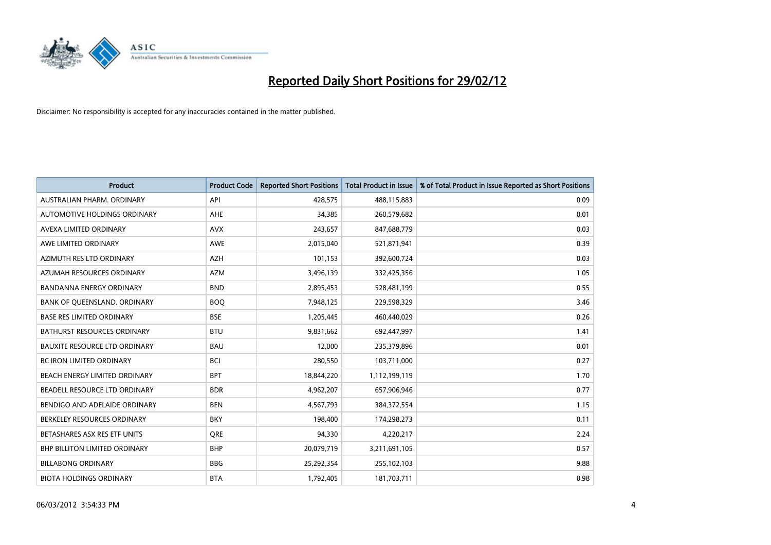# Reported Daily Short Positions for 29/02/12

Disclaimer: No responsibility is accepted for any inaccuracies contained in the matter published.

| Product | Product Code | Reported Short Positions | Total Product in Issue | % of Total Product in Issue Reported as Short Positions |
|---|---|---|---|---|
| AUSTRALIAN PHARM. ORDINARY | API | 428,575 | 488,115,883 | 0.09 |
| AUTOMOTIVE HOLDINGS ORDINARY | AHE | 34,385 | 260,579,682 | 0.01 |
| AVEXA LIMITED ORDINARY | AVX | 243,657 | 847,688,779 | 0.03 |
| AWE LIMITED ORDINARY | AWE | 2,015,040 | 521,871,941 | 0.39 |
| AZIMUTH RES LTD ORDINARY | AZH | 101,153 | 392,600,724 | 0.03 |
| AZUMAH RESOURCES ORDINARY | AZM | 3,496,139 | 332,425,356 | 1.05 |
| BANDANNA ENERGY ORDINARY | BND | 2,895,453 | 528,481,199 | 0.55 |
| BANK OF QUEENSLAND. ORDINARY | BOQ | 7,948,125 | 229,598,329 | 3.46 |
| BASE RES LIMITED ORDINARY | BSE | 1,205,445 | 460,440,029 | 0.26 |
| BATHURST RESOURCES ORDINARY | BTU | 9,831,662 | 692,447,997 | 1.41 |
| BAUXITE RESOURCE LTD ORDINARY | BAU | 12,000 | 235,379,896 | 0.01 |
| BC IRON LIMITED ORDINARY | BCI | 280,550 | 103,711,000 | 0.27 |
| BEACH ENERGY LIMITED ORDINARY | BPT | 18,844,220 | 1,112,199,119 | 1.70 |
| BEADELL RESOURCE LTD ORDINARY | BDR | 4,962,207 | 657,906,946 | 0.77 |
| BENDIGO AND ADELAIDE ORDINARY | BEN | 4,567,793 | 384,372,554 | 1.15 |
| BERKELEY RESOURCES ORDINARY | BKY | 198,400 | 174,298,273 | 0.11 |
| BETASHARES ASX RES ETF UNITS | QRE | 94,330 | 4,220,217 | 2.24 |
| BHP BILLITON LIMITED ORDINARY | BHP | 20,079,719 | 3,211,691,105 | 0.57 |
| BILLABONG ORDINARY | BBG | 25,292,354 | 255,102,103 | 9.88 |
| BIOTA HOLDINGS ORDINARY | BTA | 1,792,405 | 181,703,711 | 0.98 |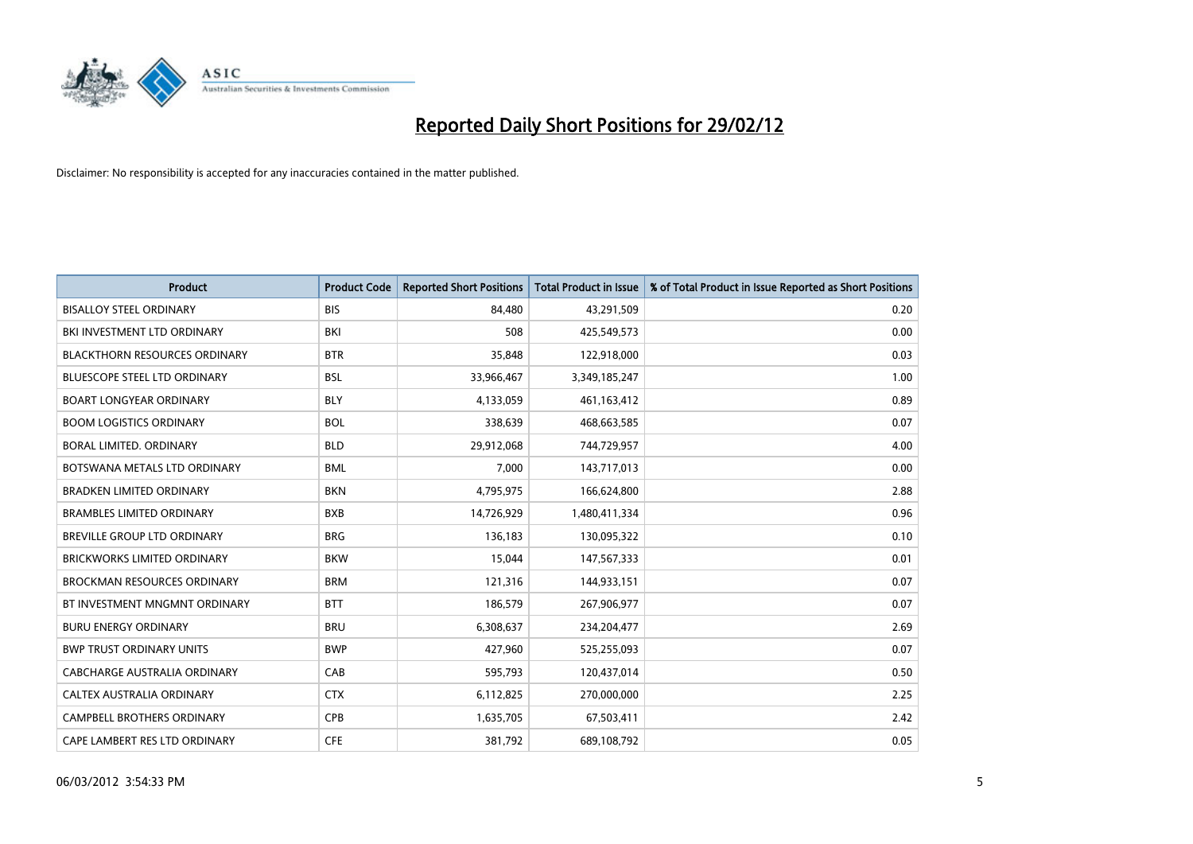# Reported Daily Short Positions for 29/02/12

Disclaimer: No responsibility is accepted for any inaccuracies contained in the matter published.

| Product | Product Code | Reported Short Positions | Total Product in Issue | % of Total Product in Issue Reported as Short Positions |
|---|---|---|---|---|
| BISALLOY STEEL ORDINARY | BIS | 84,480 | 43,291,509 | 0.20 |
| BKI INVESTMENT LTD ORDINARY | BKI | 508 | 425,549,573 | 0.00 |
| BLACKTHORN RESOURCES ORDINARY | BTR | 35,848 | 122,918,000 | 0.03 |
| BLUESCOPE STEEL LTD ORDINARY | BSL | 33,966,467 | 3,349,185,247 | 1.00 |
| BOART LONGYEAR ORDINARY | BLY | 4,133,059 | 461,163,412 | 0.89 |
| BOOM LOGISTICS ORDINARY | BOL | 338,639 | 468,663,585 | 0.07 |
| BORAL LIMITED. ORDINARY | BLD | 29,912,068 | 744,729,957 | 4.00 |
| BOTSWANA METALS LTD ORDINARY | BML | 7,000 | 143,717,013 | 0.00 |
| BRADKEN LIMITED ORDINARY | BKN | 4,795,975 | 166,624,800 | 2.88 |
| BRAMBLES LIMITED ORDINARY | BXB | 14,726,929 | 1,480,411,334 | 0.96 |
| BREVILLE GROUP LTD ORDINARY | BRG | 136,183 | 130,095,322 | 0.10 |
| BRICKWORKS LIMITED ORDINARY | BKW | 15,044 | 147,567,333 | 0.01 |
| BROCKMAN RESOURCES ORDINARY | BRM | 121,316 | 144,933,151 | 0.07 |
| BT INVESTMENT MNGMNT ORDINARY | BTT | 186,579 | 267,906,977 | 0.07 |
| BURU ENERGY ORDINARY | BRU | 6,308,637 | 234,204,477 | 2.69 |
| BWP TRUST ORDINARY UNITS | BWP | 427,960 | 525,255,093 | 0.07 |
| CABCHARGE AUSTRALIA ORDINARY | CAB | 595,793 | 120,437,014 | 0.50 |
| CALTEX AUSTRALIA ORDINARY | CTX | 6,112,825 | 270,000,000 | 2.25 |
| CAMPBELL BROTHERS ORDINARY | CPB | 1,635,705 | 67,503,411 | 2.42 |
| CAPE LAMBERT RES LTD ORDINARY | CFE | 381,792 | 689,108,792 | 0.05 |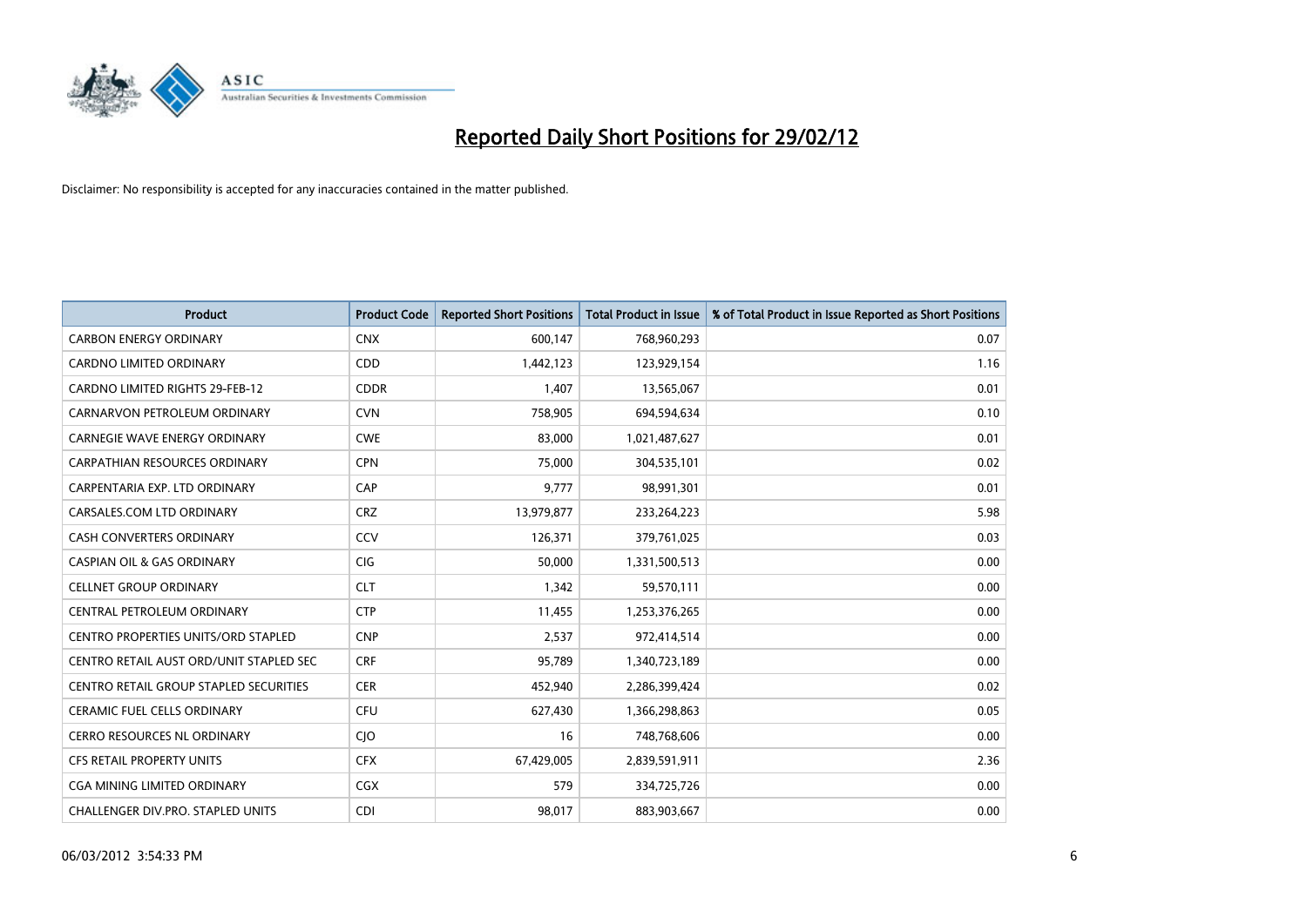# Reported Daily Short Positions for 29/02/12

Disclaimer: No responsibility is accepted for any inaccuracies contained in the matter published.

| Product | Product Code | Reported Short Positions | Total Product in Issue | % of Total Product in Issue Reported as Short Positions |
|---|---|---|---|---|
| CARBON ENERGY ORDINARY | CNX | 600,147 | 768,960,293 | 0.07 |
| CARDNO LIMITED ORDINARY | CDD | 1,442,123 | 123,929,154 | 1.16 |
| CARDNO LIMITED RIGHTS 29-FEB-12 | CDDR | 1,407 | 13,565,067 | 0.01 |
| CARNARVON PETROLEUM ORDINARY | CVN | 758,905 | 694,594,634 | 0.10 |
| CARNEGIE WAVE ENERGY ORDINARY | CWE | 83,000 | 1,021,487,627 | 0.01 |
| CARPATHIAN RESOURCES ORDINARY | CPN | 75,000 | 304,535,101 | 0.02 |
| CARPENTARIA EXP. LTD ORDINARY | CAP | 9,777 | 98,991,301 | 0.01 |
| CARSALES.COM LTD ORDINARY | CRZ | 13,979,877 | 233,264,223 | 5.98 |
| CASH CONVERTERS ORDINARY | CCV | 126,371 | 379,761,025 | 0.03 |
| CASPIAN OIL & GAS ORDINARY | CIG | 50,000 | 1,331,500,513 | 0.00 |
| CELLNET GROUP ORDINARY | CLT | 1,342 | 59,570,111 | 0.00 |
| CENTRAL PETROLEUM ORDINARY | CTP | 11,455 | 1,253,376,265 | 0.00 |
| CENTRO PROPERTIES UNITS/ORD STAPLED | CNP | 2,537 | 972,414,514 | 0.00 |
| CENTRO RETAIL AUST ORD/UNIT STAPLED SEC | CRF | 95,789 | 1,340,723,189 | 0.00 |
| CENTRO RETAIL GROUP STAPLED SECURITIES | CER | 452,940 | 2,286,399,424 | 0.02 |
| CERAMIC FUEL CELLS ORDINARY | CFU | 627,430 | 1,366,298,863 | 0.05 |
| CERRO RESOURCES NL ORDINARY | CJO | 16 | 748,768,606 | 0.00 |
| CFS RETAIL PROPERTY UNITS | CFX | 67,429,005 | 2,839,591,911 | 2.36 |
| CGA MINING LIMITED ORDINARY | CGX | 579 | 334,725,726 | 0.00 |
| CHALLENGER DIV.PRO. STAPLED UNITS | CDI | 98,017 | 883,903,667 | 0.00 |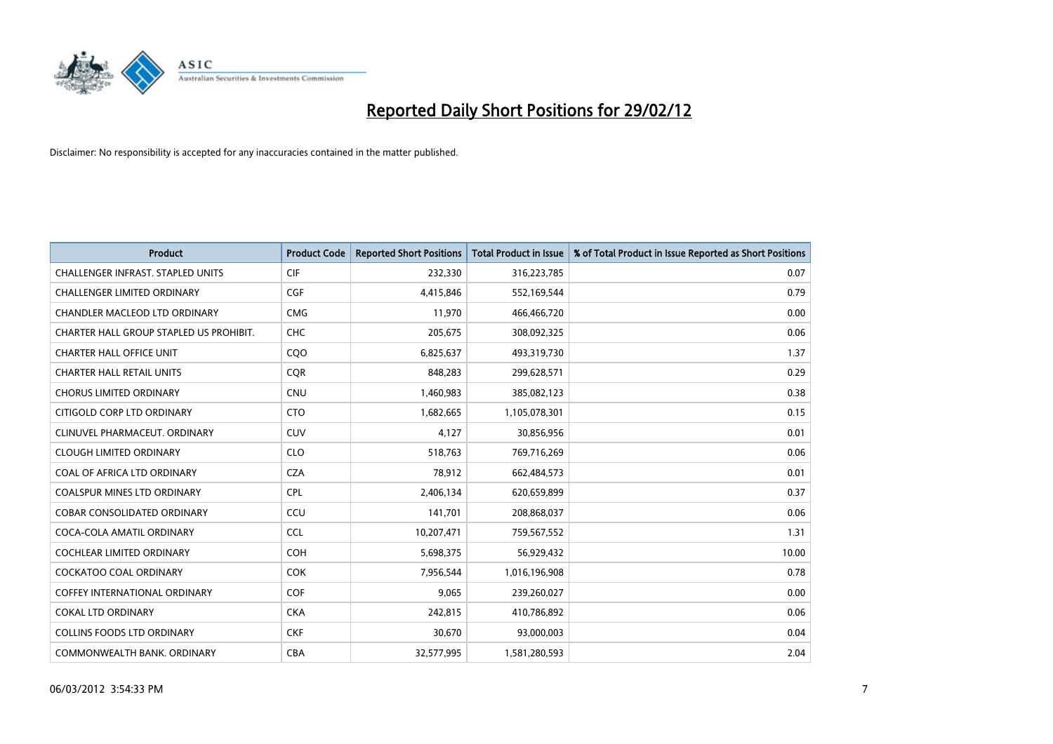# Reported Daily Short Positions for 29/02/12

Disclaimer: No responsibility is accepted for any inaccuracies contained in the matter published.

| Product | Product Code | Reported Short Positions | Total Product in Issue | % of Total Product in Issue Reported as Short Positions |
|---|---|---|---|---|
| CHALLENGER INFRAST. STAPLED UNITS | CIF | 232,330 | 316,223,785 | 0.07 |
| CHALLENGER LIMITED ORDINARY | CGF | 4,415,846 | 552,169,544 | 0.79 |
| CHANDLER MACLEOD LTD ORDINARY | CMG | 11,970 | 466,466,720 | 0.00 |
| CHARTER HALL GROUP STAPLED US PROHIBIT. | CHC | 205,675 | 308,092,325 | 0.06 |
| CHARTER HALL OFFICE UNIT | CQO | 6,825,637 | 493,319,730 | 1.37 |
| CHARTER HALL RETAIL UNITS | CQR | 848,283 | 299,628,571 | 0.29 |
| CHORUS LIMITED ORDINARY | CNU | 1,460,983 | 385,082,123 | 0.38 |
| CITIGOLD CORP LTD ORDINARY | CTO | 1,682,665 | 1,105,078,301 | 0.15 |
| CLINUVEL PHARMACEUT. ORDINARY | CUV | 4,127 | 30,856,956 | 0.01 |
| CLOUGH LIMITED ORDINARY | CLO | 518,763 | 769,716,269 | 0.06 |
| COAL OF AFRICA LTD ORDINARY | CZA | 78,912 | 662,484,573 | 0.01 |
| COALSPUR MINES LTD ORDINARY | CPL | 2,406,134 | 620,659,899 | 0.37 |
| COBAR CONSOLIDATED ORDINARY | CCU | 141,701 | 208,868,037 | 0.06 |
| COCA-COLA AMATIL ORDINARY | CCL | 10,207,471 | 759,567,552 | 1.31 |
| COCHLEAR LIMITED ORDINARY | COH | 5,698,375 | 56,929,432 | 10.00 |
| COCKATOO COAL ORDINARY | COK | 7,956,544 | 1,016,196,908 | 0.78 |
| COFFEY INTERNATIONAL ORDINARY | COF | 9,065 | 239,260,027 | 0.00 |
| COKAL LTD ORDINARY | CKA | 242,815 | 410,786,892 | 0.06 |
| COLLINS FOODS LTD ORDINARY | CKF | 30,670 | 93,000,003 | 0.04 |
| COMMONWEALTH BANK. ORDINARY | CBA | 32,577,995 | 1,581,280,593 | 2.04 |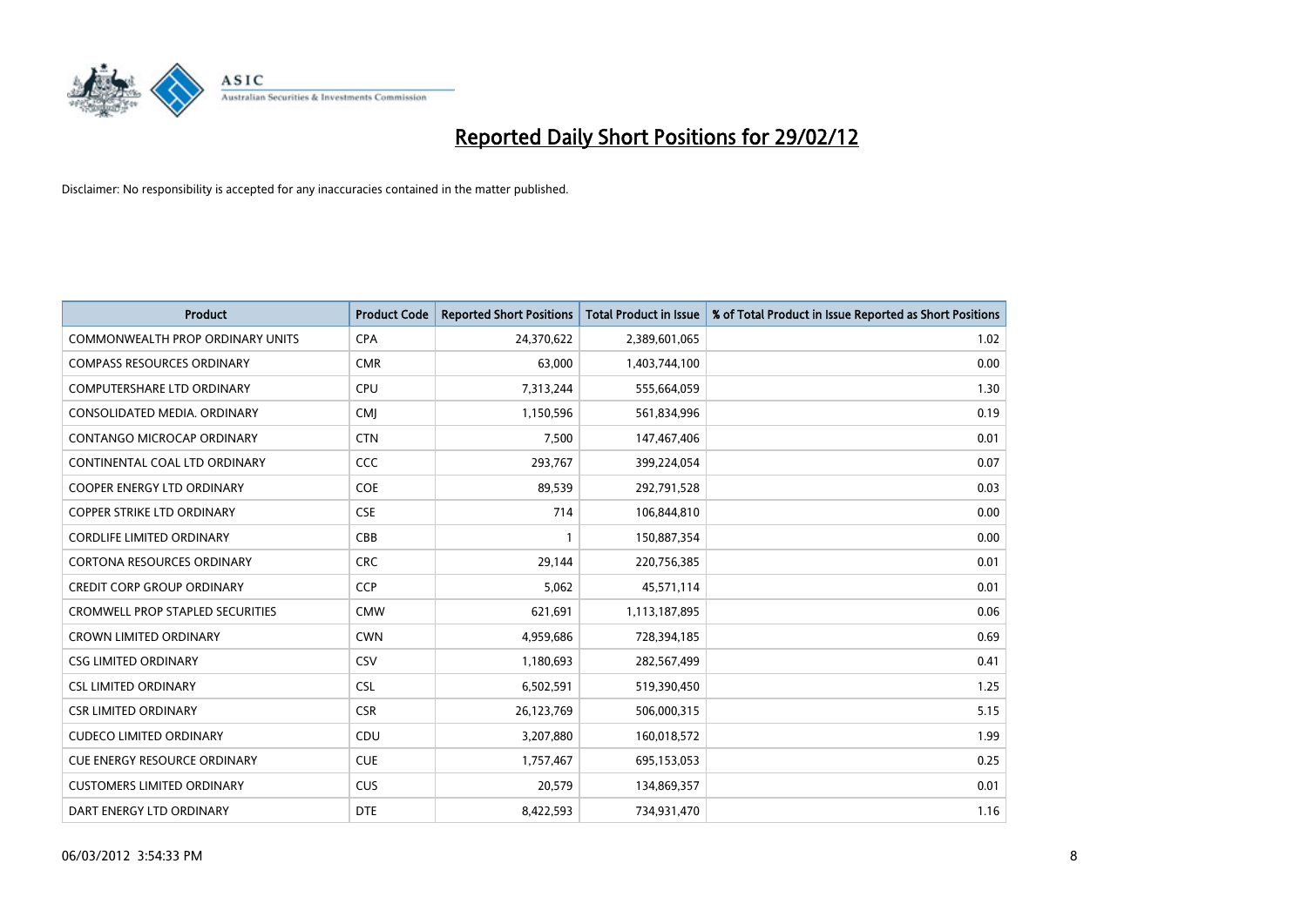# Reported Daily Short Positions for 29/02/12

Disclaimer: No responsibility is accepted for any inaccuracies contained in the matter published.

| Product | Product Code | Reported Short Positions | Total Product in Issue | % of Total Product in Issue Reported as Short Positions |
|---|---|---|---|---|
| COMMONWEALTH PROP ORDINARY UNITS | CPA | 24,370,622 | 2,389,601,065 | 1.02 |
| COMPASS RESOURCES ORDINARY | CMR | 63,000 | 1,403,744,100 | 0.00 |
| COMPUTERSHARE LTD ORDINARY | CPU | 7,313,244 | 555,664,059 | 1.30 |
| CONSOLIDATED MEDIA. ORDINARY | CMJ | 1,150,596 | 561,834,996 | 0.19 |
| CONTANGO MICROCAP ORDINARY | CTN | 7,500 | 147,467,406 | 0.01 |
| CONTINENTAL COAL LTD ORDINARY | CCC | 293,767 | 399,224,054 | 0.07 |
| COOPER ENERGY LTD ORDINARY | COE | 89,539 | 292,791,528 | 0.03 |
| COPPER STRIKE LTD ORDINARY | CSE | 714 | 106,844,810 | 0.00 |
| CORDLIFE LIMITED ORDINARY | CBB | 1 | 150,887,354 | 0.00 |
| CORTONA RESOURCES ORDINARY | CRC | 29,144 | 220,756,385 | 0.01 |
| CREDIT CORP GROUP ORDINARY | CCP | 5,062 | 45,571,114 | 0.01 |
| CROMWELL PROP STAPLED SECURITIES | CMW | 621,691 | 1,113,187,895 | 0.06 |
| CROWN LIMITED ORDINARY | CWN | 4,959,686 | 728,394,185 | 0.69 |
| CSG LIMITED ORDINARY | CSV | 1,180,693 | 282,567,499 | 0.41 |
| CSL LIMITED ORDINARY | CSL | 6,502,591 | 519,390,450 | 1.25 |
| CSR LIMITED ORDINARY | CSR | 26,123,769 | 506,000,315 | 5.15 |
| CUDECO LIMITED ORDINARY | CDU | 3,207,880 | 160,018,572 | 1.99 |
| CUE ENERGY RESOURCE ORDINARY | CUE | 1,757,467 | 695,153,053 | 0.25 |
| CUSTOMERS LIMITED ORDINARY | CUS | 20,579 | 134,869,357 | 0.01 |
| DART ENERGY LTD ORDINARY | DTE | 8,422,593 | 734,931,470 | 1.16 |

06/03/2012 3:54:33 PM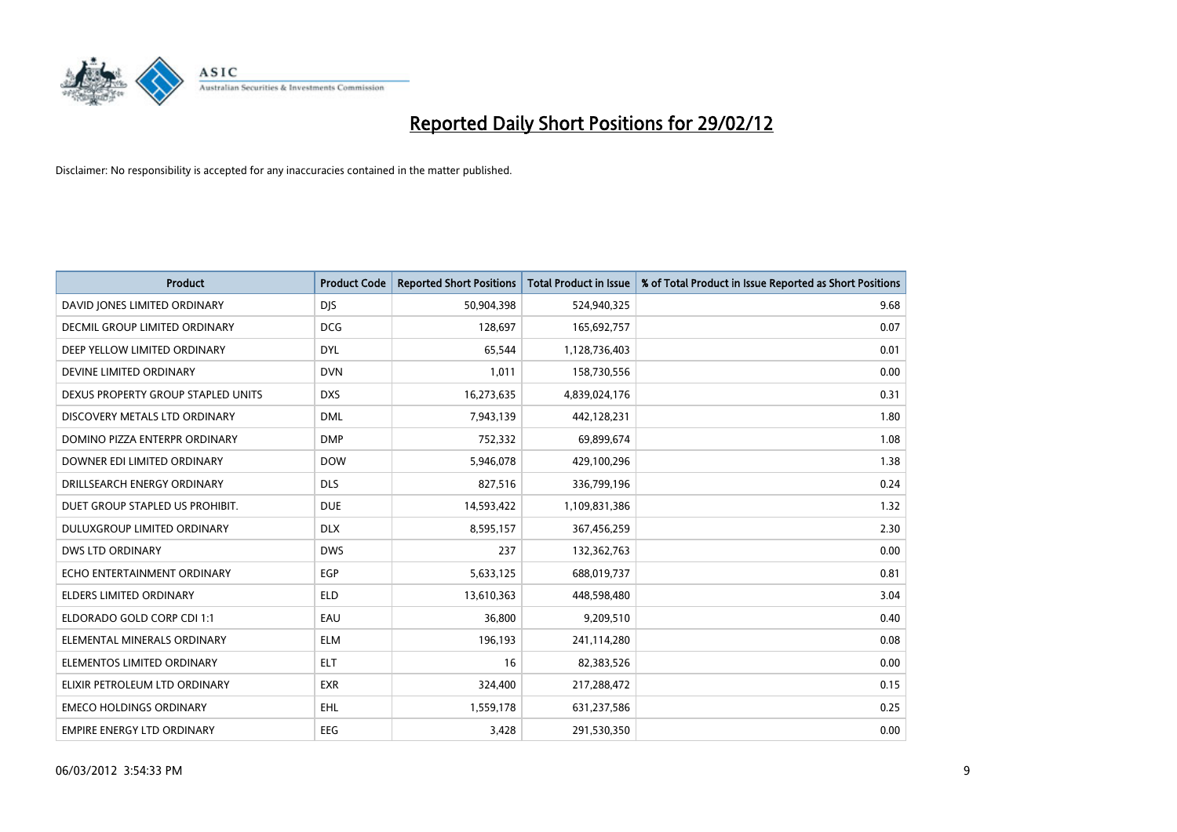# Reported Daily Short Positions for 29/02/12

Disclaimer: No responsibility is accepted for any inaccuracies contained in the matter published.

| Product | Product Code | Reported Short Positions | Total Product in Issue | % of Total Product in Issue Reported as Short Positions |
|---|---|---|---|---|
| DAVID JONES LIMITED ORDINARY | DJS | 50,904,398 | 524,940,325 | 9.68 |
| DECMIL GROUP LIMITED ORDINARY | DCG | 128,697 | 165,692,757 | 0.07 |
| DEEP YELLOW LIMITED ORDINARY | DYL | 65,544 | 1,128,736,403 | 0.01 |
| DEVINE LIMITED ORDINARY | DVN | 1,011 | 158,730,556 | 0.00 |
| DEXUS PROPERTY GROUP STAPLED UNITS | DXS | 16,273,635 | 4,839,024,176 | 0.31 |
| DISCOVERY METALS LTD ORDINARY | DML | 7,943,139 | 442,128,231 | 1.80 |
| DOMINO PIZZA ENTERPR ORDINARY | DMP | 752,332 | 69,899,674 | 1.08 |
| DOWNER EDI LIMITED ORDINARY | DOW | 5,946,078 | 429,100,296 | 1.38 |
| DRILLSEARCH ENERGY ORDINARY | DLS | 827,516 | 336,799,196 | 0.24 |
| DUET GROUP STAPLED US PROHIBIT. | DUE | 14,593,422 | 1,109,831,386 | 1.32 |
| DULUXGROUP LIMITED ORDINARY | DLX | 8,595,157 | 367,456,259 | 2.30 |
| DWS LTD ORDINARY | DWS | 237 | 132,362,763 | 0.00 |
| ECHO ENTERTAINMENT ORDINARY | EGP | 5,633,125 | 688,019,737 | 0.81 |
| ELDERS LIMITED ORDINARY | ELD | 13,610,363 | 448,598,480 | 3.04 |
| ELDORADO GOLD CORP CDI 1:1 | EAU | 36,800 | 9,209,510 | 0.40 |
| ELEMENTAL MINERALS ORDINARY | ELM | 196,193 | 241,114,280 | 0.08 |
| ELEMENTOS LIMITED ORDINARY | ELT | 16 | 82,383,526 | 0.00 |
| ELIXIR PETROLEUM LTD ORDINARY | EXR | 324,400 | 217,288,472 | 0.15 |
| EMECO HOLDINGS ORDINARY | EHL | 1,559,178 | 631,237,586 | 0.25 |
| EMPIRE ENERGY LTD ORDINARY | EEG | 3,428 | 291,530,350 | 0.00 |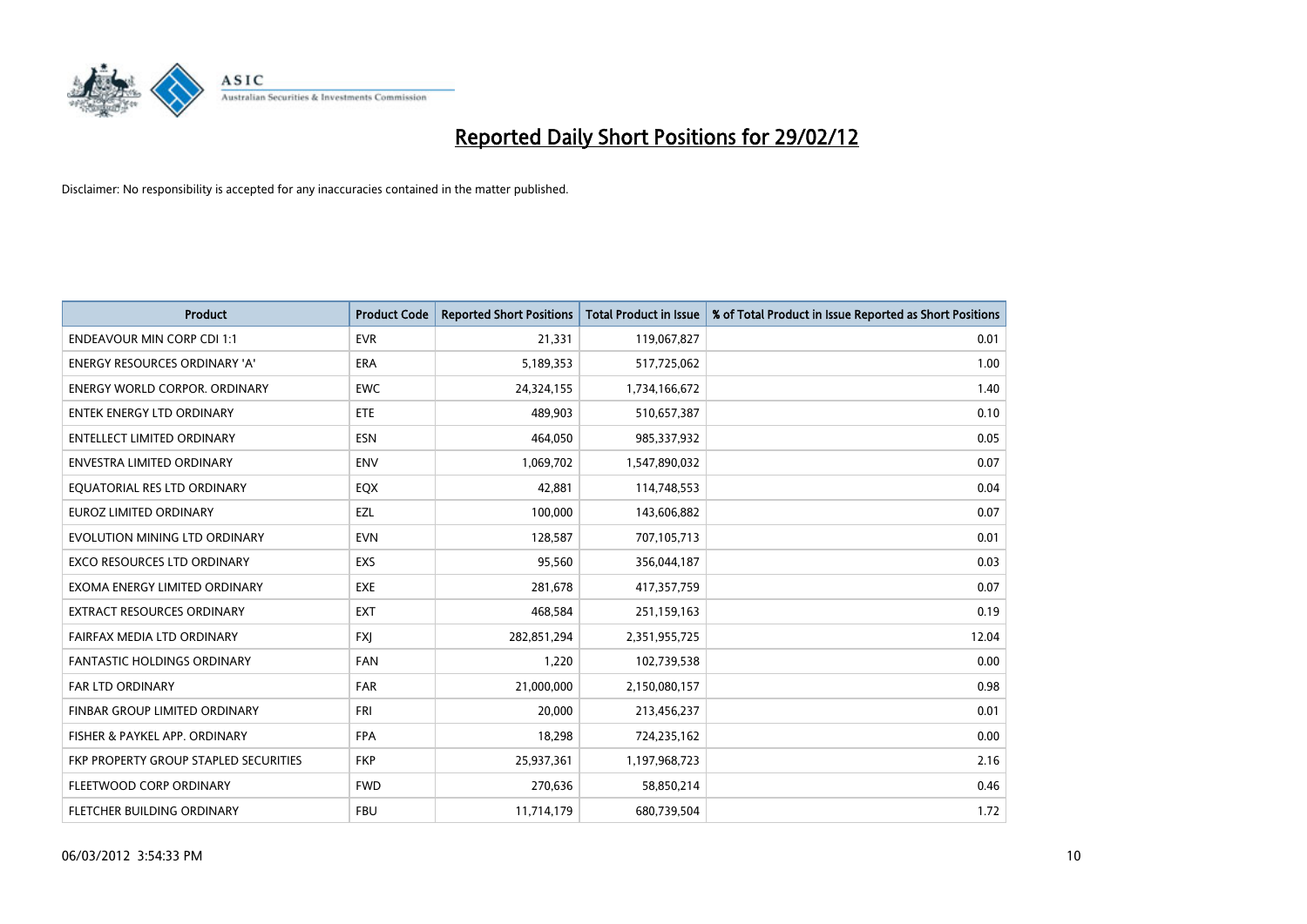# Reported Daily Short Positions for 29/02/12

Disclaimer: No responsibility is accepted for any inaccuracies contained in the matter published.

| Product | Product Code | Reported Short Positions | Total Product in Issue | % of Total Product in Issue Reported as Short Positions |
|---|---|---|---|---|
| ENDEAVOUR MIN CORP CDI 1:1 | EVR | 21,331 | 119,067,827 | 0.01 |
| ENERGY RESOURCES ORDINARY 'A' | ERA | 5,189,353 | 517,725,062 | 1.00 |
| ENERGY WORLD CORPOR. ORDINARY | EWC | 24,324,155 | 1,734,166,672 | 1.40 |
| ENTEK ENERGY LTD ORDINARY | ETE | 489,903 | 510,657,387 | 0.10 |
| ENTELLECT LIMITED ORDINARY | ESN | 464,050 | 985,337,932 | 0.05 |
| ENVESTRA LIMITED ORDINARY | ENV | 1,069,702 | 1,547,890,032 | 0.07 |
| EQUATORIAL RES LTD ORDINARY | EQX | 42,881 | 114,748,553 | 0.04 |
| EUROZ LIMITED ORDINARY | EZL | 100,000 | 143,606,882 | 0.07 |
| EVOLUTION MINING LTD ORDINARY | EVN | 128,587 | 707,105,713 | 0.01 |
| EXCO RESOURCES LTD ORDINARY | EXS | 95,560 | 356,044,187 | 0.03 |
| EXOMA ENERGY LIMITED ORDINARY | EXE | 281,678 | 417,357,759 | 0.07 |
| EXTRACT RESOURCES ORDINARY | EXT | 468,584 | 251,159,163 | 0.19 |
| FAIRFAX MEDIA LTD ORDINARY | FXJ | 282,851,294 | 2,351,955,725 | 12.04 |
| FANTASTIC HOLDINGS ORDINARY | FAN | 1,220 | 102,739,538 | 0.00 |
| FAR LTD ORDINARY | FAR | 21,000,000 | 2,150,080,157 | 0.98 |
| FINBAR GROUP LIMITED ORDINARY | FRI | 20,000 | 213,456,237 | 0.01 |
| FISHER & PAYKEL APP. ORDINARY | FPA | 18,298 | 724,235,162 | 0.00 |
| FKP PROPERTY GROUP STAPLED SECURITIES | FKP | 25,937,361 | 1,197,968,723 | 2.16 |
| FLEETWOOD CORP ORDINARY | FWD | 270,636 | 58,850,214 | 0.46 |
| FLETCHER BUILDING ORDINARY | FBU | 11,714,179 | 680,739,504 | 1.72 |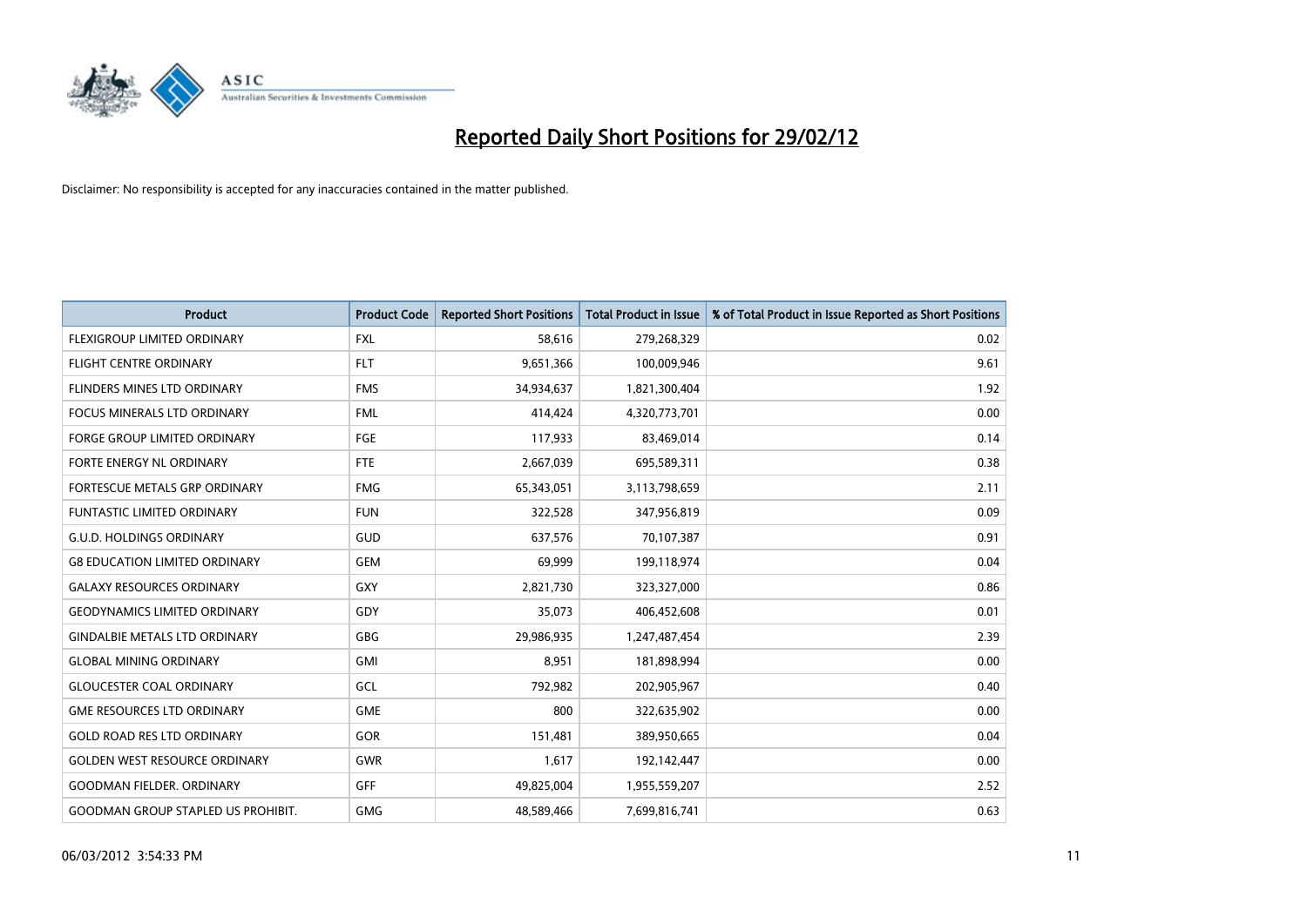# Reported Daily Short Positions for 29/02/12

Disclaimer: No responsibility is accepted for any inaccuracies contained in the matter published.

| Product | Product Code | Reported Short Positions | Total Product in Issue | % of Total Product in Issue Reported as Short Positions |
|---|---|---|---|---|
| FLEXIGROUP LIMITED ORDINARY | FXL | 58,616 | 279,268,329 | 0.02 |
| FLIGHT CENTRE ORDINARY | FLT | 9,651,366 | 100,009,946 | 9.61 |
| FLINDERS MINES LTD ORDINARY | FMS | 34,934,637 | 1,821,300,404 | 1.92 |
| FOCUS MINERALS LTD ORDINARY | FML | 414,424 | 4,320,773,701 | 0.00 |
| FORGE GROUP LIMITED ORDINARY | FGE | 117,933 | 83,469,014 | 0.14 |
| FORTE ENERGY NL ORDINARY | FTE | 2,667,039 | 695,589,311 | 0.38 |
| FORTESCUE METALS GRP ORDINARY | FMG | 65,343,051 | 3,113,798,659 | 2.11 |
| FUNTASTIC LIMITED ORDINARY | FUN | 322,528 | 347,956,819 | 0.09 |
| G.U.D. HOLDINGS ORDINARY | GUD | 637,576 | 70,107,387 | 0.91 |
| G8 EDUCATION LIMITED ORDINARY | GEM | 69,999 | 199,118,974 | 0.04 |
| GALAXY RESOURCES ORDINARY | GXY | 2,821,730 | 323,327,000 | 0.86 |
| GEODYNAMICS LIMITED ORDINARY | GDY | 35,073 | 406,452,608 | 0.01 |
| GINDALBIE METALS LTD ORDINARY | GBG | 29,986,935 | 1,247,487,454 | 2.39 |
| GLOBAL MINING ORDINARY | GMI | 8,951 | 181,898,994 | 0.00 |
| GLOUCESTER COAL ORDINARY | GCL | 792,982 | 202,905,967 | 0.40 |
| GME RESOURCES LTD ORDINARY | GME | 800 | 322,635,902 | 0.00 |
| GOLD ROAD RES LTD ORDINARY | GOR | 151,481 | 389,950,665 | 0.04 |
| GOLDEN WEST RESOURCE ORDINARY | GWR | 1,617 | 192,142,447 | 0.00 |
| GOODMAN FIELDER. ORDINARY | GFF | 49,825,004 | 1,955,559,207 | 2.52 |
| GOODMAN GROUP STAPLED US PROHIBIT. | GMG | 48,589,466 | 7,699,816,741 | 0.63 |

06/03/2012 3:54:33 PM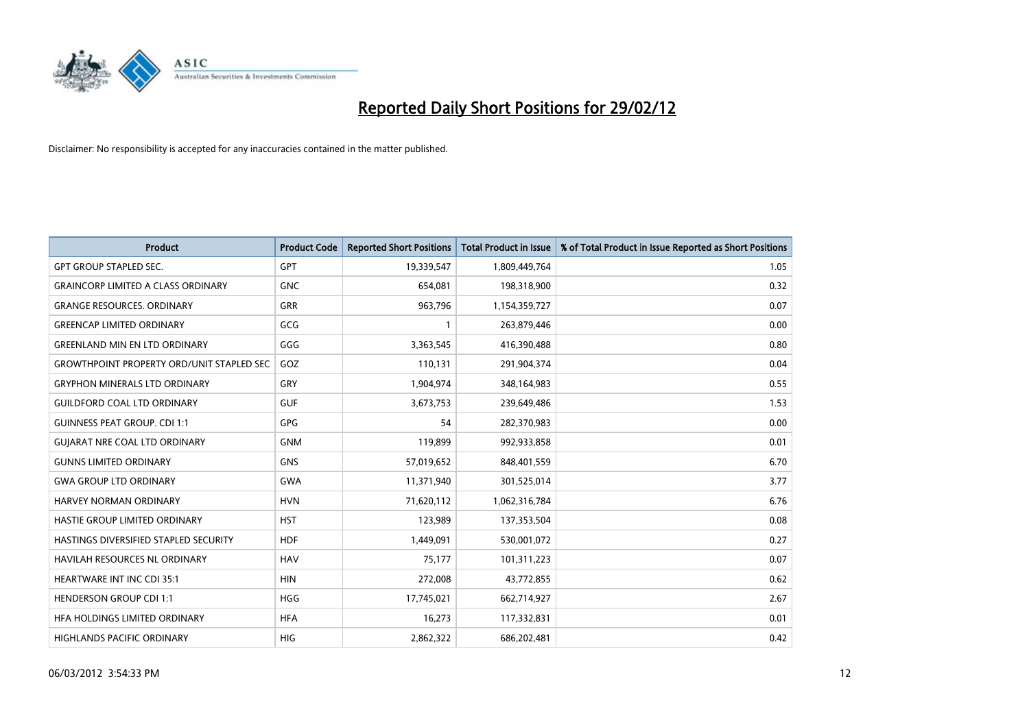# Reported Daily Short Positions for 29/02/12

Disclaimer: No responsibility is accepted for any inaccuracies contained in the matter published.

| Product | Product Code | Reported Short Positions | Total Product in Issue | % of Total Product in Issue Reported as Short Positions |
|---|---|---|---|---|
| GPT GROUP STAPLED SEC. | GPT | 19,339,547 | 1,809,449,764 | 1.05 |
| GRAINCORP LIMITED A CLASS ORDINARY | GNC | 654,081 | 198,318,900 | 0.32 |
| GRANGE RESOURCES. ORDINARY | GRR | 963,796 | 1,154,359,727 | 0.07 |
| GREENCAP LIMITED ORDINARY | GCG | 1 | 263,879,446 | 0.00 |
| GREENLAND MIN EN LTD ORDINARY | GGG | 3,363,545 | 416,390,488 | 0.80 |
| GROWTHPOINT PROPERTY ORD/UNIT STAPLED SEC | GOZ | 110,131 | 291,904,374 | 0.04 |
| GRYPHON MINERALS LTD ORDINARY | GRY | 1,904,974 | 348,164,983 | 0.55 |
| GUILDFORD COAL LTD ORDINARY | GUF | 3,673,753 | 239,649,486 | 1.53 |
| GUINNESS PEAT GROUP. CDI 1:1 | GPG | 54 | 282,370,983 | 0.00 |
| GUJARAT NRE COAL LTD ORDINARY | GNM | 119,899 | 992,933,858 | 0.01 |
| GUNNS LIMITED ORDINARY | GNS | 57,019,652 | 848,401,559 | 6.70 |
| GWA GROUP LTD ORDINARY | GWA | 11,371,940 | 301,525,014 | 3.77 |
| HARVEY NORMAN ORDINARY | HVN | 71,620,112 | 1,062,316,784 | 6.76 |
| HASTIE GROUP LIMITED ORDINARY | HST | 123,989 | 137,353,504 | 0.08 |
| HASTINGS DIVERSIFIED STAPLED SECURITY | HDF | 1,449,091 | 530,001,072 | 0.27 |
| HAVILAH RESOURCES NL ORDINARY | HAV | 75,177 | 101,311,223 | 0.07 |
| HEARTWARE INT INC CDI 35:1 | HIN | 272,008 | 43,772,855 | 0.62 |
| HENDERSON GROUP CDI 1:1 | HGG | 17,745,021 | 662,714,927 | 2.67 |
| HFA HOLDINGS LIMITED ORDINARY | HFA | 16,273 | 117,332,831 | 0.01 |
| HIGHLANDS PACIFIC ORDINARY | HIG | 2,862,322 | 686,202,481 | 0.42 |

06/03/2012 3:54:33 PM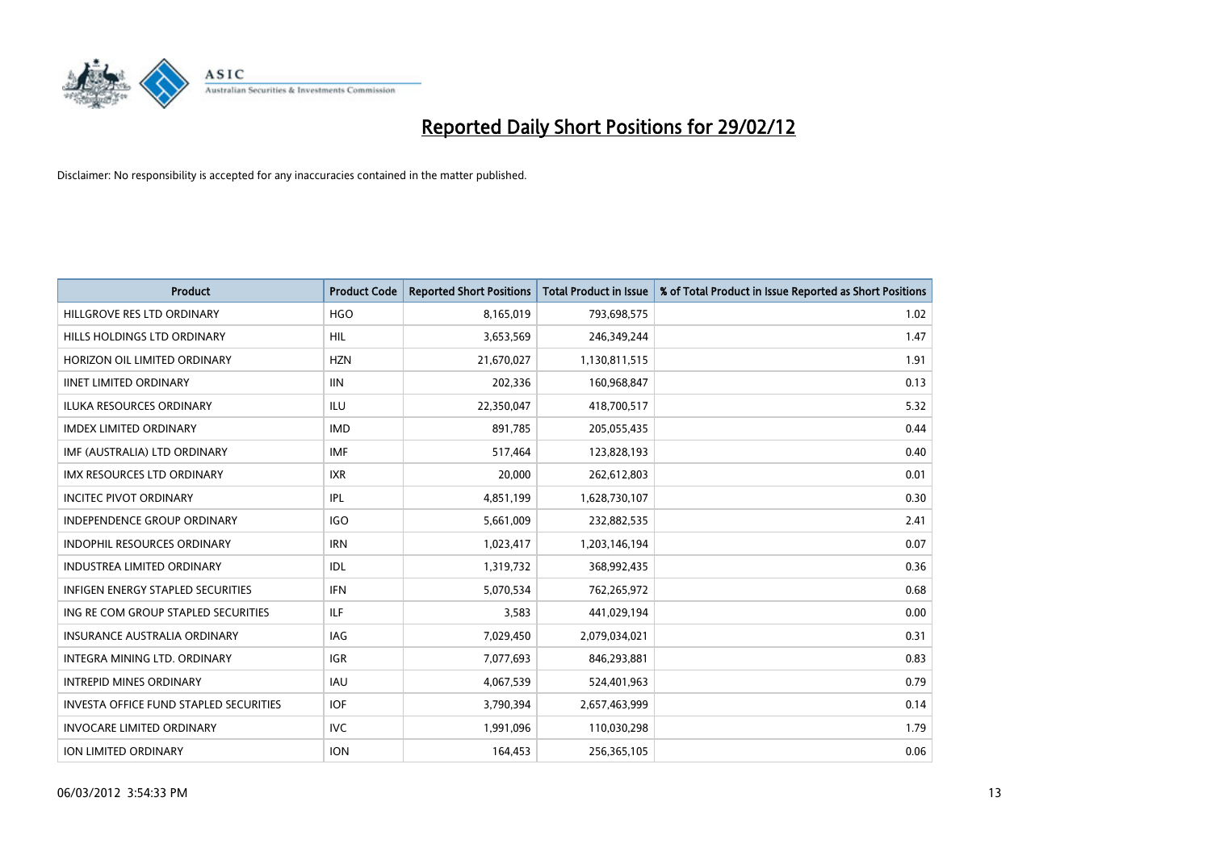# Reported Daily Short Positions for 29/02/12

Disclaimer: No responsibility is accepted for any inaccuracies contained in the matter published.

| Product | Product Code | Reported Short Positions | Total Product in Issue | % of Total Product in Issue Reported as Short Positions |
|---|---|---|---|---|
| HILLGROVE RES LTD ORDINARY | HGO | 8,165,019 | 793,698,575 | 1.02 |
| HILLS HOLDINGS LTD ORDINARY | HIL | 3,653,569 | 246,349,244 | 1.47 |
| HORIZON OIL LIMITED ORDINARY | HZN | 21,670,027 | 1,130,811,515 | 1.91 |
| IINET LIMITED ORDINARY | IIN | 202,336 | 160,968,847 | 0.13 |
| ILUKA RESOURCES ORDINARY | ILU | 22,350,047 | 418,700,517 | 5.32 |
| IMDEX LIMITED ORDINARY | IMD | 891,785 | 205,055,435 | 0.44 |
| IMF (AUSTRALIA) LTD ORDINARY | IMF | 517,464 | 123,828,193 | 0.40 |
| IMX RESOURCES LTD ORDINARY | IXR | 20,000 | 262,612,803 | 0.01 |
| INCITEC PIVOT ORDINARY | IPL | 4,851,199 | 1,628,730,107 | 0.30 |
| INDEPENDENCE GROUP ORDINARY | IGO | 5,661,009 | 232,882,535 | 2.41 |
| INDOPHIL RESOURCES ORDINARY | IRN | 1,023,417 | 1,203,146,194 | 0.07 |
| INDUSTREA LIMITED ORDINARY | IDL | 1,319,732 | 368,992,435 | 0.36 |
| INFIGEN ENERGY STAPLED SECURITIES | IFN | 5,070,534 | 762,265,972 | 0.68 |
| ING RE COM GROUP STAPLED SECURITIES | ILF | 3,583 | 441,029,194 | 0.00 |
| INSURANCE AUSTRALIA ORDINARY | IAG | 7,029,450 | 2,079,034,021 | 0.31 |
| INTEGRA MINING LTD. ORDINARY | IGR | 7,077,693 | 846,293,881 | 0.83 |
| INTREPID MINES ORDINARY | IAU | 4,067,539 | 524,401,963 | 0.79 |
| INVESTA OFFICE FUND STAPLED SECURITIES | IOF | 3,790,394 | 2,657,463,999 | 0.14 |
| INVOCARE LIMITED ORDINARY | IVC | 1,991,096 | 110,030,298 | 1.79 |
| ION LIMITED ORDINARY | ION | 164,453 | 256,365,105 | 0.06 |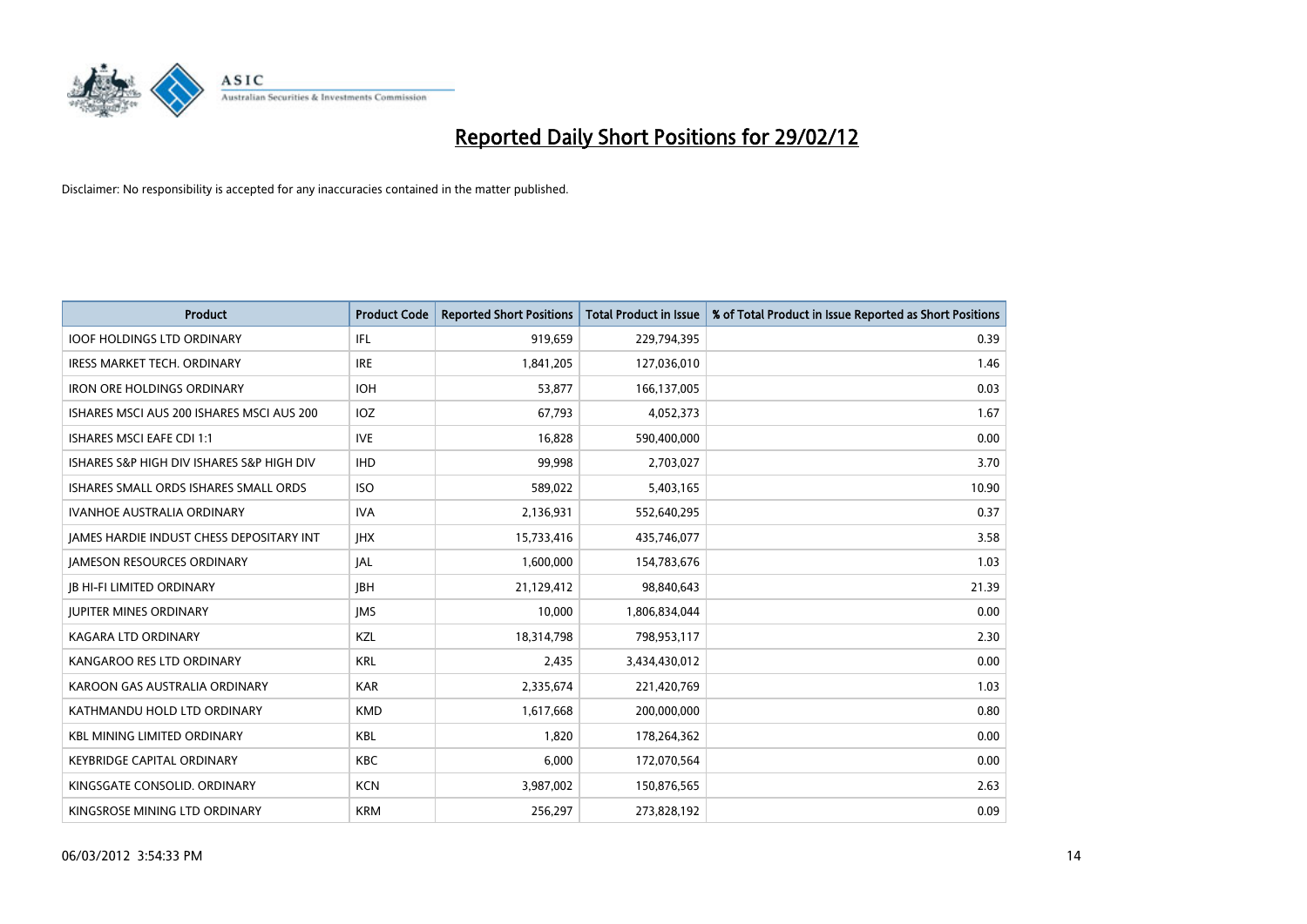# Reported Daily Short Positions for 29/02/12

Disclaimer: No responsibility is accepted for any inaccuracies contained in the matter published.

| Product | Product Code | Reported Short Positions | Total Product in Issue | % of Total Product in Issue Reported as Short Positions |
|---|---|---|---|---|
| IOOF HOLDINGS LTD ORDINARY | IFL | 919,659 | 229,794,395 | 0.39 |
| IRESS MARKET TECH. ORDINARY | IRE | 1,841,205 | 127,036,010 | 1.46 |
| IRON ORE HOLDINGS ORDINARY | IOH | 53,877 | 166,137,005 | 0.03 |
| ISHARES MSCI AUS 200 ISHARES MSCI AUS 200 | IOZ | 67,793 | 4,052,373 | 1.67 |
| ISHARES MSCI EAFE CDI 1:1 | IVE | 16,828 | 590,400,000 | 0.00 |
| ISHARES S&P HIGH DIV ISHARES S&P HIGH DIV | IHD | 99,998 | 2,703,027 | 3.70 |
| ISHARES SMALL ORDS ISHARES SMALL ORDS | ISO | 589,022 | 5,403,165 | 10.90 |
| IVANHOE AUSTRALIA ORDINARY | IVA | 2,136,931 | 552,640,295 | 0.37 |
| JAMES HARDIE INDUST CHESS DEPOSITARY INT | JHX | 15,733,416 | 435,746,077 | 3.58 |
| JAMESON RESOURCES ORDINARY | JAL | 1,600,000 | 154,783,676 | 1.03 |
| JB HI-FI LIMITED ORDINARY | JBH | 21,129,412 | 98,840,643 | 21.39 |
| JUPITER MINES ORDINARY | JMS | 10,000 | 1,806,834,044 | 0.00 |
| KAGARA LTD ORDINARY | KZL | 18,314,798 | 798,953,117 | 2.30 |
| KANGAROO RES LTD ORDINARY | KRL | 2,435 | 3,434,430,012 | 0.00 |
| KAROON GAS AUSTRALIA ORDINARY | KAR | 2,335,674 | 221,420,769 | 1.03 |
| KATHMANDU HOLD LTD ORDINARY | KMD | 1,617,668 | 200,000,000 | 0.80 |
| KBL MINING LIMITED ORDINARY | KBL | 1,820 | 178,264,362 | 0.00 |
| KEYBRIDGE CAPITAL ORDINARY | KBC | 6,000 | 172,070,564 | 0.00 |
| KINGSGATE CONSOLID. ORDINARY | KCN | 3,987,002 | 150,876,565 | 2.63 |
| KINGSROSE MINING LTD ORDINARY | KRM | 256,297 | 273,828,192 | 0.09 |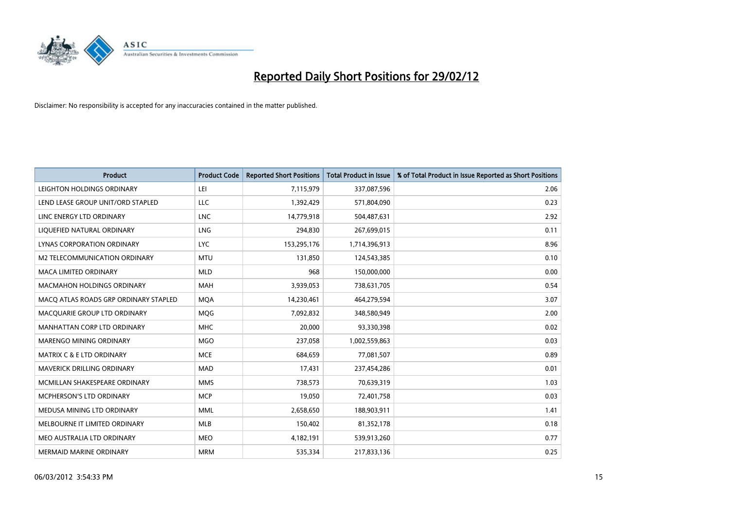# Reported Daily Short Positions for 29/02/12

Disclaimer: No responsibility is accepted for any inaccuracies contained in the matter published.

| Product | Product Code | Reported Short Positions | Total Product in Issue | % of Total Product in Issue Reported as Short Positions |
|---|---|---|---|---|
| LEIGHTON HOLDINGS ORDINARY | LEI | 7,115,979 | 337,087,596 | 2.06 |
| LEND LEASE GROUP UNIT/ORD STAPLED | LLC | 1,392,429 | 571,804,090 | 0.23 |
| LINC ENERGY LTD ORDINARY | LNC | 14,779,918 | 504,487,631 | 2.92 |
| LIQUEFIED NATURAL ORDINARY | LNG | 294,830 | 267,699,015 | 0.11 |
| LYNAS CORPORATION ORDINARY | LYC | 153,295,176 | 1,714,396,913 | 8.96 |
| M2 TELECOMMUNICATION ORDINARY | MTU | 131,850 | 124,543,385 | 0.10 |
| MACA LIMITED ORDINARY | MLD | 968 | 150,000,000 | 0.00 |
| MACMAHON HOLDINGS ORDINARY | MAH | 3,939,053 | 738,631,705 | 0.54 |
| MACQ ATLAS ROADS GRP ORDINARY STAPLED | MQA | 14,230,461 | 464,279,594 | 3.07 |
| MACQUARIE GROUP LTD ORDINARY | MQG | 7,092,832 | 348,580,949 | 2.00 |
| MANHATTAN CORP LTD ORDINARY | MHC | 20,000 | 93,330,398 | 0.02 |
| MARENGO MINING ORDINARY | MGO | 237,058 | 1,002,559,863 | 0.03 |
| MATRIX C & E LTD ORDINARY | MCE | 684,659 | 77,081,507 | 0.89 |
| MAVERICK DRILLING ORDINARY | MAD | 17,431 | 237,454,286 | 0.01 |
| MCMILLAN SHAKESPEARE ORDINARY | MMS | 738,573 | 70,639,319 | 1.03 |
| MCPHERSON'S LTD ORDINARY | MCP | 19,050 | 72,401,758 | 0.03 |
| MEDUSA MINING LTD ORDINARY | MML | 2,658,650 | 188,903,911 | 1.41 |
| MELBOURNE IT LIMITED ORDINARY | MLB | 150,402 | 81,352,178 | 0.18 |
| MEO AUSTRALIA LTD ORDINARY | MEO | 4,182,191 | 539,913,260 | 0.77 |
| MERMAID MARINE ORDINARY | MRM | 535,334 | 217,833,136 | 0.25 |

06/03/2012 3:54:33 PM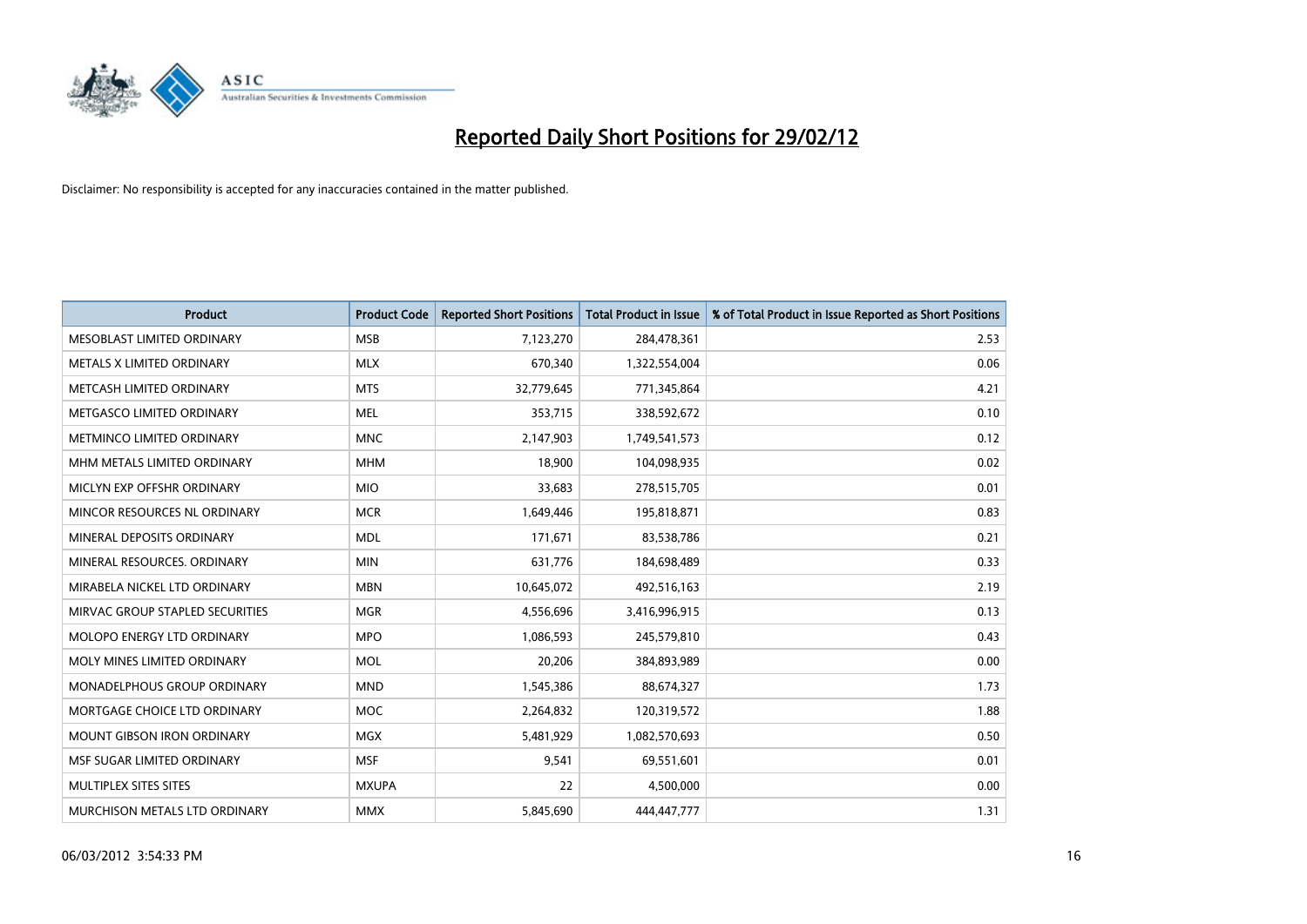# Reported Daily Short Positions for 29/02/12

Disclaimer: No responsibility is accepted for any inaccuracies contained in the matter published.

| Product | Product Code | Reported Short Positions | Total Product in Issue | % of Total Product in Issue Reported as Short Positions |
|---|---|---|---|---|
| MESOBLAST LIMITED ORDINARY | MSB | 7,123,270 | 284,478,361 | 2.53 |
| METALS X LIMITED ORDINARY | MLX | 670,340 | 1,322,554,004 | 0.06 |
| METCASH LIMITED ORDINARY | MTS | 32,779,645 | 771,345,864 | 4.21 |
| METGASCO LIMITED ORDINARY | MEL | 353,715 | 338,592,672 | 0.10 |
| METMINCO LIMITED ORDINARY | MNC | 2,147,903 | 1,749,541,573 | 0.12 |
| MHM METALS LIMITED ORDINARY | MHM | 18,900 | 104,098,935 | 0.02 |
| MICLYN EXP OFFSHR ORDINARY | MIO | 33,683 | 278,515,705 | 0.01 |
| MINCOR RESOURCES NL ORDINARY | MCR | 1,649,446 | 195,818,871 | 0.83 |
| MINERAL DEPOSITS ORDINARY | MDL | 171,671 | 83,538,786 | 0.21 |
| MINERAL RESOURCES. ORDINARY | MIN | 631,776 | 184,698,489 | 0.33 |
| MIRABELA NICKEL LTD ORDINARY | MBN | 10,645,072 | 492,516,163 | 2.19 |
| MIRVAC GROUP STAPLED SECURITIES | MGR | 4,556,696 | 3,416,996,915 | 0.13 |
| MOLOPO ENERGY LTD ORDINARY | MPO | 1,086,593 | 245,579,810 | 0.43 |
| MOLY MINES LIMITED ORDINARY | MOL | 20,206 | 384,893,989 | 0.00 |
| MONADELPHOUS GROUP ORDINARY | MND | 1,545,386 | 88,674,327 | 1.73 |
| MORTGAGE CHOICE LTD ORDINARY | MOC | 2,264,832 | 120,319,572 | 1.88 |
| MOUNT GIBSON IRON ORDINARY | MGX | 5,481,929 | 1,082,570,693 | 0.50 |
| MSF SUGAR LIMITED ORDINARY | MSF | 9,541 | 69,551,601 | 0.01 |
| MULTIPLEX SITES SITES | MXUPA | 22 | 4,500,000 | 0.00 |
| MURCHISON METALS LTD ORDINARY | MMX | 5,845,690 | 444,447,777 | 1.31 |

06/03/2012 3:54:33 PM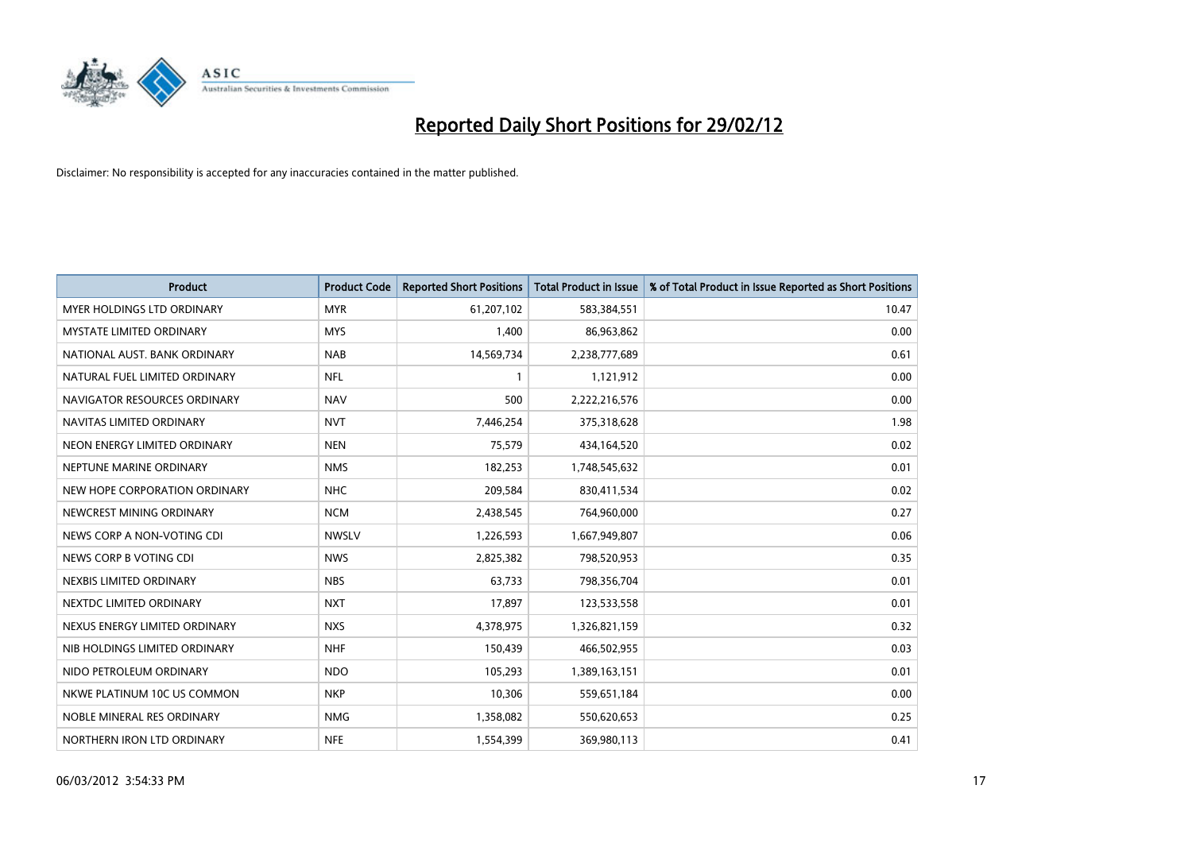# Reported Daily Short Positions for 29/02/12

Disclaimer: No responsibility is accepted for any inaccuracies contained in the matter published.

| Product | Product Code | Reported Short Positions | Total Product in Issue | % of Total Product in Issue Reported as Short Positions |
|---|---|---|---|---|
| MYER HOLDINGS LTD ORDINARY | MYR | 61,207,102 | 583,384,551 | 10.47 |
| MYSTATE LIMITED ORDINARY | MYS | 1,400 | 86,963,862 | 0.00 |
| NATIONAL AUST. BANK ORDINARY | NAB | 14,569,734 | 2,238,777,689 | 0.61 |
| NATURAL FUEL LIMITED ORDINARY | NFL | 1 | 1,121,912 | 0.00 |
| NAVIGATOR RESOURCES ORDINARY | NAV | 500 | 2,222,216,576 | 0.00 |
| NAVITAS LIMITED ORDINARY | NVT | 7,446,254 | 375,318,628 | 1.98 |
| NEON ENERGY LIMITED ORDINARY | NEN | 75,579 | 434,164,520 | 0.02 |
| NEPTUNE MARINE ORDINARY | NMS | 182,253 | 1,748,545,632 | 0.01 |
| NEW HOPE CORPORATION ORDINARY | NHC | 209,584 | 830,411,534 | 0.02 |
| NEWCREST MINING ORDINARY | NCM | 2,438,545 | 764,960,000 | 0.27 |
| NEWS CORP A NON-VOTING CDI | NWSLV | 1,226,593 | 1,667,949,807 | 0.06 |
| NEWS CORP B VOTING CDI | NWS | 2,825,382 | 798,520,953 | 0.35 |
| NEXBIS LIMITED ORDINARY | NBS | 63,733 | 798,356,704 | 0.01 |
| NEXTDC LIMITED ORDINARY | NXT | 17,897 | 123,533,558 | 0.01 |
| NEXUS ENERGY LIMITED ORDINARY | NXS | 4,378,975 | 1,326,821,159 | 0.32 |
| NIB HOLDINGS LIMITED ORDINARY | NHF | 150,439 | 466,502,955 | 0.03 |
| NIDO PETROLEUM ORDINARY | NDO | 105,293 | 1,389,163,151 | 0.01 |
| NKWE PLATINUM 10C US COMMON | NKP | 10,306 | 559,651,184 | 0.00 |
| NOBLE MINERAL RES ORDINARY | NMG | 1,358,082 | 550,620,653 | 0.25 |
| NORTHERN IRON LTD ORDINARY | NFE | 1,554,399 | 369,980,113 | 0.41 |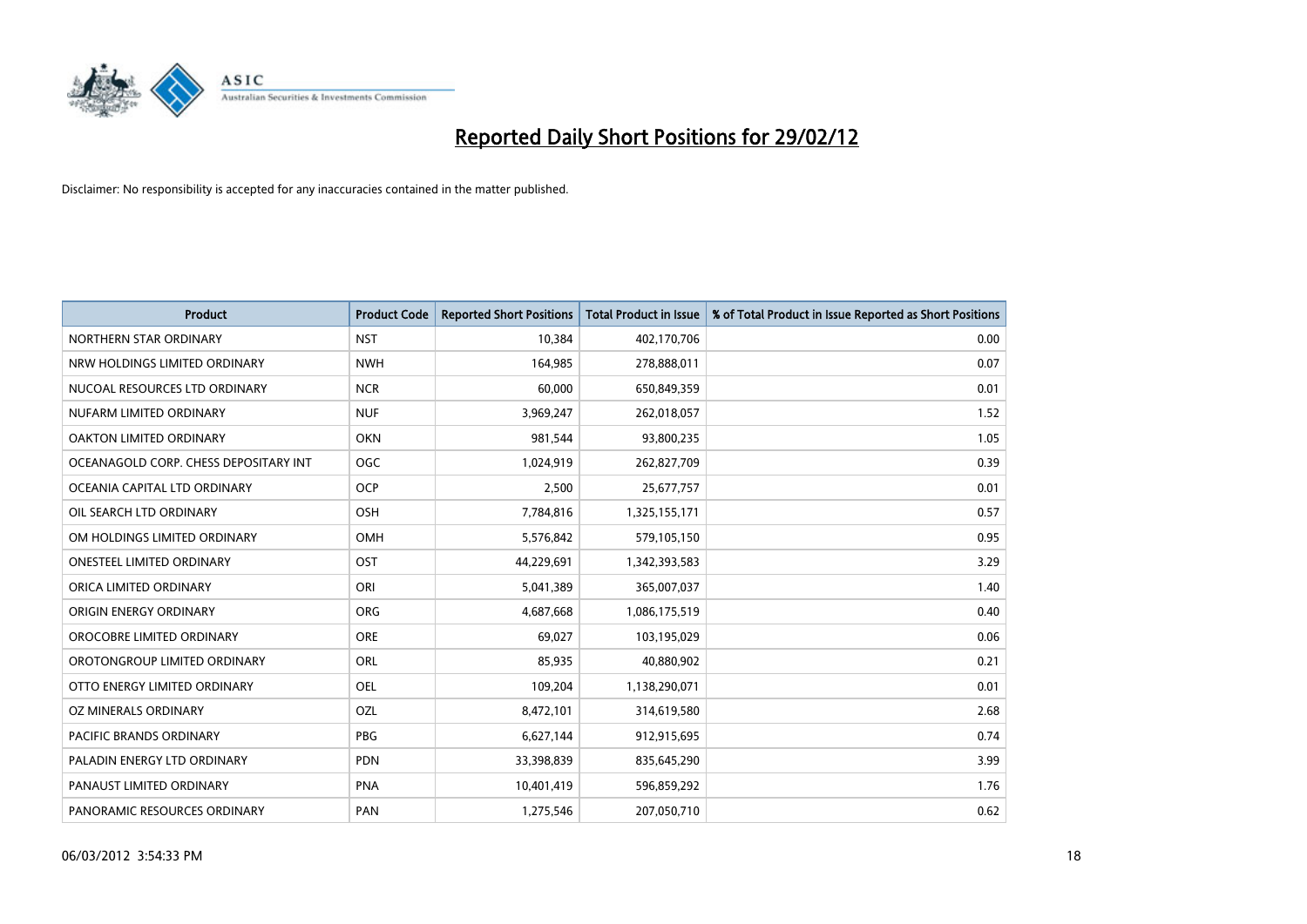# Reported Daily Short Positions for 29/02/12

Disclaimer: No responsibility is accepted for any inaccuracies contained in the matter published.

| Product | Product Code | Reported Short Positions | Total Product in Issue | % of Total Product in Issue Reported as Short Positions |
|---|---|---|---|---|
| NORTHERN STAR ORDINARY | NST | 10,384 | 402,170,706 | 0.00 |
| NRW HOLDINGS LIMITED ORDINARY | NWH | 164,985 | 278,888,011 | 0.07 |
| NUCOAL RESOURCES LTD ORDINARY | NCR | 60,000 | 650,849,359 | 0.01 |
| NUFARM LIMITED ORDINARY | NUF | 3,969,247 | 262,018,057 | 1.52 |
| OAKTON LIMITED ORDINARY | OKN | 981,544 | 93,800,235 | 1.05 |
| OCEANAGOLD CORP. CHESS DEPOSITARY INT | OGC | 1,024,919 | 262,827,709 | 0.39 |
| OCEANIA CAPITAL LTD ORDINARY | OCP | 2,500 | 25,677,757 | 0.01 |
| OIL SEARCH LTD ORDINARY | OSH | 7,784,816 | 1,325,155,171 | 0.57 |
| OM HOLDINGS LIMITED ORDINARY | OMH | 5,576,842 | 579,105,150 | 0.95 |
| ONESTEEL LIMITED ORDINARY | OST | 44,229,691 | 1,342,393,583 | 3.29 |
| ORICA LIMITED ORDINARY | ORI | 5,041,389 | 365,007,037 | 1.40 |
| ORIGIN ENERGY ORDINARY | ORG | 4,687,668 | 1,086,175,519 | 0.40 |
| OROCOBRE LIMITED ORDINARY | ORE | 69,027 | 103,195,029 | 0.06 |
| OROTONGROUP LIMITED ORDINARY | ORL | 85,935 | 40,880,902 | 0.21 |
| OTTO ENERGY LIMITED ORDINARY | OEL | 109,204 | 1,138,290,071 | 0.01 |
| OZ MINERALS ORDINARY | OZL | 8,472,101 | 314,619,580 | 2.68 |
| PACIFIC BRANDS ORDINARY | PBG | 6,627,144 | 912,915,695 | 0.74 |
| PALADIN ENERGY LTD ORDINARY | PDN | 33,398,839 | 835,645,290 | 3.99 |
| PANAUST LIMITED ORDINARY | PNA | 10,401,419 | 596,859,292 | 1.76 |
| PANORAMIC RESOURCES ORDINARY | PAN | 1,275,546 | 207,050,710 | 0.62 |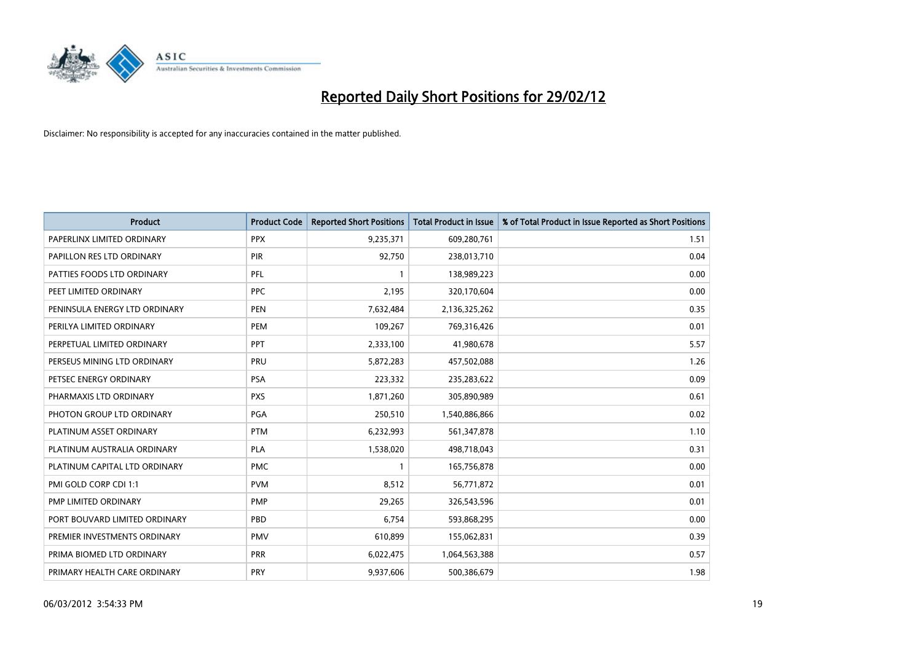# Reported Daily Short Positions for 29/02/12

Disclaimer: No responsibility is accepted for any inaccuracies contained in the matter published.

| Product | Product Code | Reported Short Positions | Total Product in Issue | % of Total Product in Issue Reported as Short Positions |
|---|---|---|---|---|
| PAPERLINX LIMITED ORDINARY | PPX | 9,235,371 | 609,280,761 | 1.51 |
| PAPILLON RES LTD ORDINARY | PIR | 92,750 | 238,013,710 | 0.04 |
| PATTIES FOODS LTD ORDINARY | PFL | 1 | 138,989,223 | 0.00 |
| PEET LIMITED ORDINARY | PPC | 2,195 | 320,170,604 | 0.00 |
| PENINSULA ENERGY LTD ORDINARY | PEN | 7,632,484 | 2,136,325,262 | 0.35 |
| PERILYA LIMITED ORDINARY | PEM | 109,267 | 769,316,426 | 0.01 |
| PERPETUAL LIMITED ORDINARY | PPT | 2,333,100 | 41,980,678 | 5.57 |
| PERSEUS MINING LTD ORDINARY | PRU | 5,872,283 | 457,502,088 | 1.26 |
| PETSEC ENERGY ORDINARY | PSA | 223,332 | 235,283,622 | 0.09 |
| PHARMAXIS LTD ORDINARY | PXS | 1,871,260 | 305,890,989 | 0.61 |
| PHOTON GROUP LTD ORDINARY | PGA | 250,510 | 1,540,886,866 | 0.02 |
| PLATINUM ASSET ORDINARY | PTM | 6,232,993 | 561,347,878 | 1.10 |
| PLATINUM AUSTRALIA ORDINARY | PLA | 1,538,020 | 498,718,043 | 0.31 |
| PLATINUM CAPITAL LTD ORDINARY | PMC | 1 | 165,756,878 | 0.00 |
| PMI GOLD CORP CDI 1:1 | PVM | 8,512 | 56,771,872 | 0.01 |
| PMP LIMITED ORDINARY | PMP | 29,265 | 326,543,596 | 0.01 |
| PORT BOUVARD LIMITED ORDINARY | PBD | 6,754 | 593,868,295 | 0.00 |
| PREMIER INVESTMENTS ORDINARY | PMV | 610,899 | 155,062,831 | 0.39 |
| PRIMA BIOMED LTD ORDINARY | PRR | 6,022,475 | 1,064,563,388 | 0.57 |
| PRIMARY HEALTH CARE ORDINARY | PRY | 9,937,606 | 500,386,679 | 1.98 |

06/03/2012 3:54:33 PM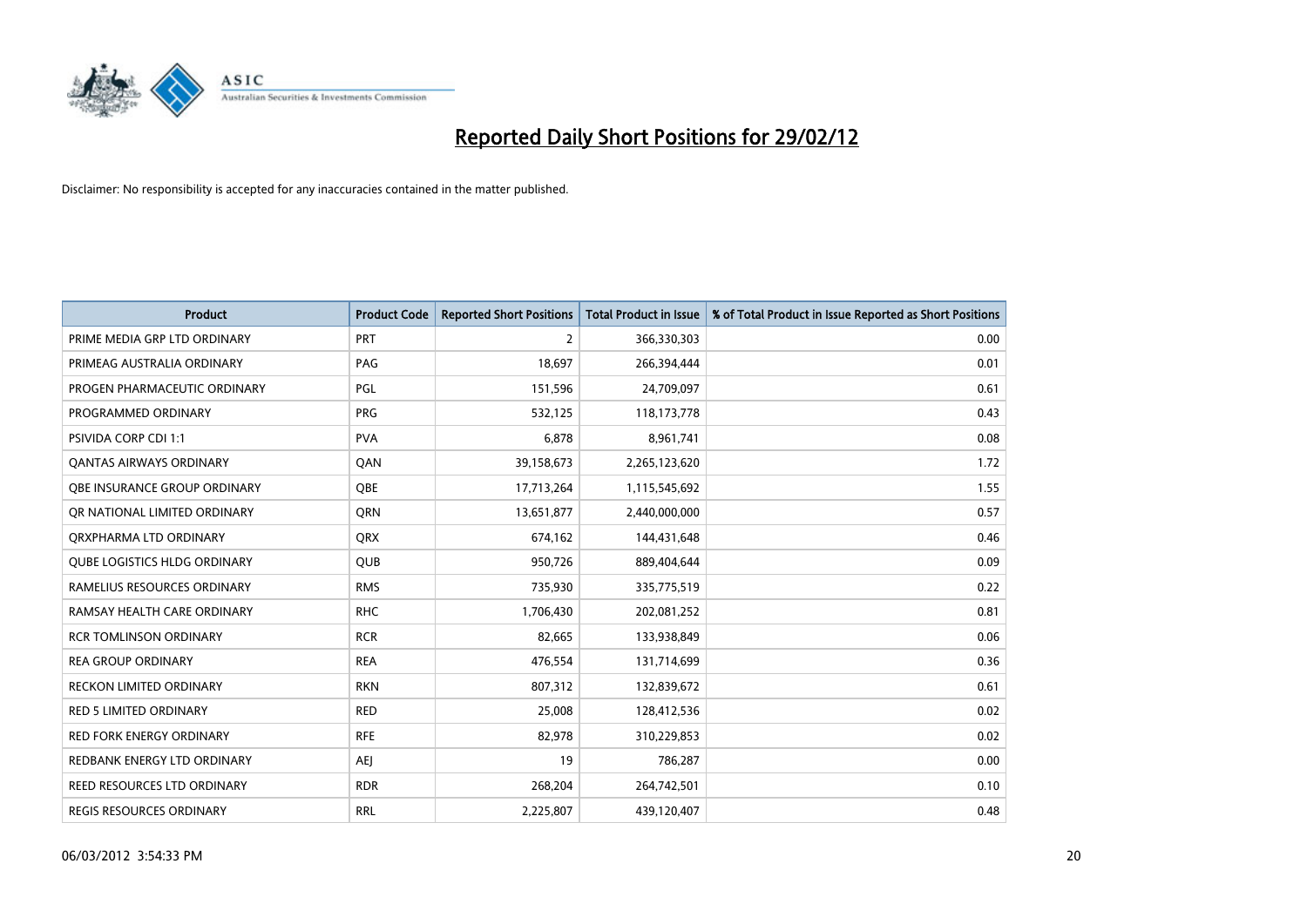# Reported Daily Short Positions for 29/02/12

Disclaimer: No responsibility is accepted for any inaccuracies contained in the matter published.

| Product | Product Code | Reported Short Positions | Total Product in Issue | % of Total Product in Issue Reported as Short Positions |
|---|---|---|---|---|
| PRIME MEDIA GRP LTD ORDINARY | PRT | 2 | 366,330,303 | 0.00 |
| PRIMEAG AUSTRALIA ORDINARY | PAG | 18,697 | 266,394,444 | 0.01 |
| PROGEN PHARMACEUTIC ORDINARY | PGL | 151,596 | 24,709,097 | 0.61 |
| PROGRAMMED ORDINARY | PRG | 532,125 | 118,173,778 | 0.43 |
| PSIVIDA CORP CDI 1:1 | PVA | 6,878 | 8,961,741 | 0.08 |
| QANTAS AIRWAYS ORDINARY | QAN | 39,158,673 | 2,265,123,620 | 1.72 |
| QBE INSURANCE GROUP ORDINARY | QBE | 17,713,264 | 1,115,545,692 | 1.55 |
| QR NATIONAL LIMITED ORDINARY | QRN | 13,651,877 | 2,440,000,000 | 0.57 |
| QRXPHARMA LTD ORDINARY | QRX | 674,162 | 144,431,648 | 0.46 |
| QUBE LOGISTICS HLDG ORDINARY | QUB | 950,726 | 889,404,644 | 0.09 |
| RAMELIUS RESOURCES ORDINARY | RMS | 735,930 | 335,775,519 | 0.22 |
| RAMSAY HEALTH CARE ORDINARY | RHC | 1,706,430 | 202,081,252 | 0.81 |
| RCR TOMLINSON ORDINARY | RCR | 82,665 | 133,938,849 | 0.06 |
| REA GROUP ORDINARY | REA | 476,554 | 131,714,699 | 0.36 |
| RECKON LIMITED ORDINARY | RKN | 807,312 | 132,839,672 | 0.61 |
| RED 5 LIMITED ORDINARY | RED | 25,008 | 128,412,536 | 0.02 |
| RED FORK ENERGY ORDINARY | RFE | 82,978 | 310,229,853 | 0.02 |
| REDBANK ENERGY LTD ORDINARY | AEJ | 19 | 786,287 | 0.00 |
| REED RESOURCES LTD ORDINARY | RDR | 268,204 | 264,742,501 | 0.10 |
| REGIS RESOURCES ORDINARY | RRL | 2,225,807 | 439,120,407 | 0.48 |

06/03/2012 3:54:33 PM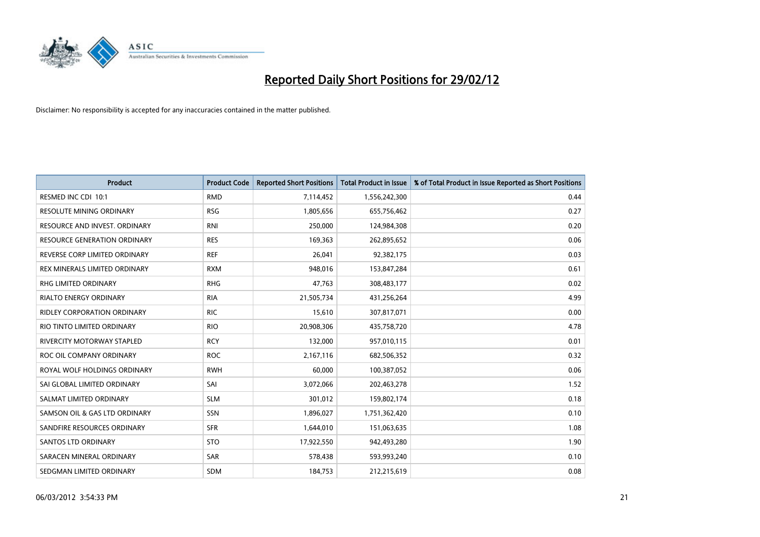# Reported Daily Short Positions for 29/02/12

Disclaimer: No responsibility is accepted for any inaccuracies contained in the matter published.

| Product | Product Code | Reported Short Positions | Total Product in Issue | % of Total Product in Issue Reported as Short Positions |
|---|---|---|---|---|
| RESMED INC CDI 10:1 | RMD | 7,114,452 | 1,556,242,300 | 0.44 |
| RESOLUTE MINING ORDINARY | RSG | 1,805,656 | 655,756,462 | 0.27 |
| RESOURCE AND INVEST. ORDINARY | RNI | 250,000 | 124,984,308 | 0.20 |
| RESOURCE GENERATION ORDINARY | RES | 169,363 | 262,895,652 | 0.06 |
| REVERSE CORP LIMITED ORDINARY | REF | 26,041 | 92,382,175 | 0.03 |
| REX MINERALS LIMITED ORDINARY | RXM | 948,016 | 153,847,284 | 0.61 |
| RHG LIMITED ORDINARY | RHG | 47,763 | 308,483,177 | 0.02 |
| RIALTO ENERGY ORDINARY | RIA | 21,505,734 | 431,256,264 | 4.99 |
| RIDLEY CORPORATION ORDINARY | RIC | 15,610 | 307,817,071 | 0.00 |
| RIO TINTO LIMITED ORDINARY | RIO | 20,908,306 | 435,758,720 | 4.78 |
| RIVERCITY MOTORWAY STAPLED | RCY | 132,000 | 957,010,115 | 0.01 |
| ROC OIL COMPANY ORDINARY | ROC | 2,167,116 | 682,506,352 | 0.32 |
| ROYAL WOLF HOLDINGS ORDINARY | RWH | 60,000 | 100,387,052 | 0.06 |
| SAI GLOBAL LIMITED ORDINARY | SAI | 3,072,066 | 202,463,278 | 1.52 |
| SALMAT LIMITED ORDINARY | SLM | 301,012 | 159,802,174 | 0.18 |
| SAMSON OIL & GAS LTD ORDINARY | SSN | 1,896,027 | 1,751,362,420 | 0.10 |
| SANDFIRE RESOURCES ORDINARY | SFR | 1,644,010 | 151,063,635 | 1.08 |
| SANTOS LTD ORDINARY | STO | 17,922,550 | 942,493,280 | 1.90 |
| SARACEN MINERAL ORDINARY | SAR | 578,438 | 593,993,240 | 0.10 |
| SEDGMAN LIMITED ORDINARY | SDM | 184,753 | 212,215,619 | 0.08 |

06/03/2012 3:54:33 PM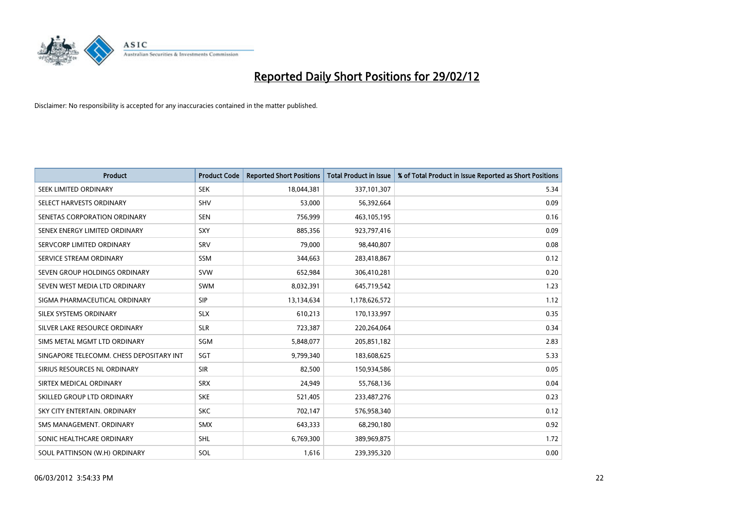# Reported Daily Short Positions for 29/02/12

Disclaimer: No responsibility is accepted for any inaccuracies contained in the matter published.

| Product | Product Code | Reported Short Positions | Total Product in Issue | % of Total Product in Issue Reported as Short Positions |
|---|---|---|---|---|
| SEEK LIMITED ORDINARY | SEK | 18,044,381 | 337,101,307 | 5.34 |
| SELECT HARVESTS ORDINARY | SHV | 53,000 | 56,392,664 | 0.09 |
| SENETAS CORPORATION ORDINARY | SEN | 756,999 | 463,105,195 | 0.16 |
| SENEX ENERGY LIMITED ORDINARY | SXY | 885,356 | 923,797,416 | 0.09 |
| SERVCORP LIMITED ORDINARY | SRV | 79,000 | 98,440,807 | 0.08 |
| SERVICE STREAM ORDINARY | SSM | 344,663 | 283,418,867 | 0.12 |
| SEVEN GROUP HOLDINGS ORDINARY | SVW | 652,984 | 306,410,281 | 0.20 |
| SEVEN WEST MEDIA LTD ORDINARY | SWM | 8,032,391 | 645,719,542 | 1.23 |
| SIGMA PHARMACEUTICAL ORDINARY | SIP | 13,134,634 | 1,178,626,572 | 1.12 |
| SILEX SYSTEMS ORDINARY | SLX | 610,213 | 170,133,997 | 0.35 |
| SILVER LAKE RESOURCE ORDINARY | SLR | 723,387 | 220,264,064 | 0.34 |
| SIMS METAL MGMT LTD ORDINARY | SGM | 5,848,077 | 205,851,182 | 2.83 |
| SINGAPORE TELECOMM. CHESS DEPOSITARY INT | SGT | 9,799,340 | 183,608,625 | 5.33 |
| SIRIUS RESOURCES NL ORDINARY | SIR | 82,500 | 150,934,586 | 0.05 |
| SIRTEX MEDICAL ORDINARY | SRX | 24,949 | 55,768,136 | 0.04 |
| SKILLED GROUP LTD ORDINARY | SKE | 521,405 | 233,487,276 | 0.23 |
| SKY CITY ENTERTAIN. ORDINARY | SKC | 702,147 | 576,958,340 | 0.12 |
| SMS MANAGEMENT. ORDINARY | SMX | 643,333 | 68,290,180 | 0.92 |
| SONIC HEALTHCARE ORDINARY | SHL | 6,769,300 | 389,969,875 | 1.72 |
| SOUL PATTINSON (W.H) ORDINARY | SOL | 1,616 | 239,395,320 | 0.00 |

06/03/2012 3:54:33 PM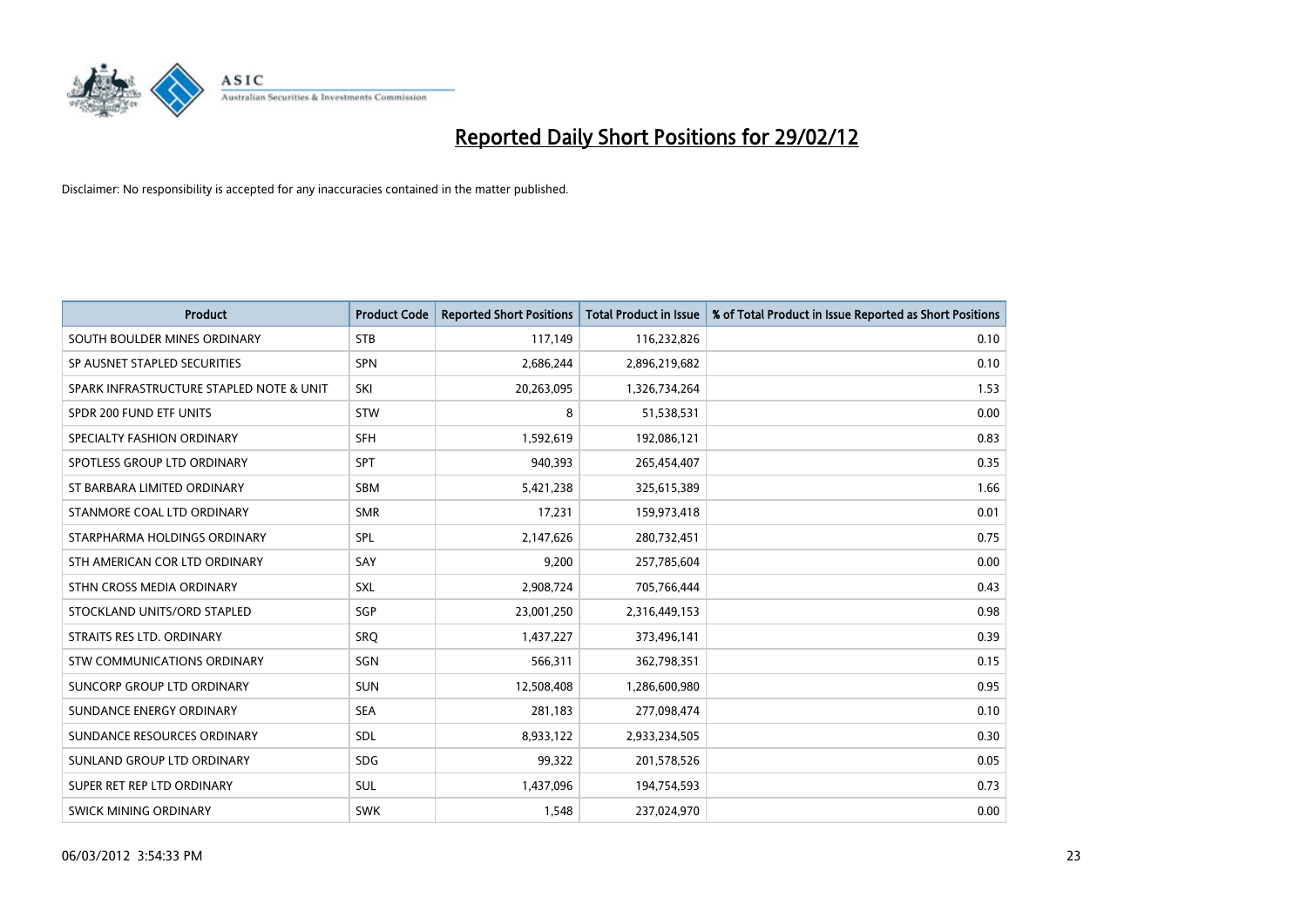# Reported Daily Short Positions for 29/02/12

Disclaimer: No responsibility is accepted for any inaccuracies contained in the matter published.

| Product | Product Code | Reported Short Positions | Total Product in Issue | % of Total Product in Issue Reported as Short Positions |
|---|---|---|---|---|
| SOUTH BOULDER MINES ORDINARY | STB | 117,149 | 116,232,826 | 0.10 |
| SP AUSNET STAPLED SECURITIES | SPN | 2,686,244 | 2,896,219,682 | 0.10 |
| SPARK INFRASTRUCTURE STAPLED NOTE & UNIT | SKI | 20,263,095 | 1,326,734,264 | 1.53 |
| SPDR 200 FUND ETF UNITS | STW | 8 | 51,538,531 | 0.00 |
| SPECIALTY FASHION ORDINARY | SFH | 1,592,619 | 192,086,121 | 0.83 |
| SPOTLESS GROUP LTD ORDINARY | SPT | 940,393 | 265,454,407 | 0.35 |
| ST BARBARA LIMITED ORDINARY | SBM | 5,421,238 | 325,615,389 | 1.66 |
| STANMORE COAL LTD ORDINARY | SMR | 17,231 | 159,973,418 | 0.01 |
| STARPHARMA HOLDINGS ORDINARY | SPL | 2,147,626 | 280,732,451 | 0.75 |
| STH AMERICAN COR LTD ORDINARY | SAY | 9,200 | 257,785,604 | 0.00 |
| STHN CROSS MEDIA ORDINARY | SXL | 2,908,724 | 705,766,444 | 0.43 |
| STOCKLAND UNITS/ORD STAPLED | SGP | 23,001,250 | 2,316,449,153 | 0.98 |
| STRAITS RES LTD. ORDINARY | SRQ | 1,437,227 | 373,496,141 | 0.39 |
| STW COMMUNICATIONS ORDINARY | SGN | 566,311 | 362,798,351 | 0.15 |
| SUNCORP GROUP LTD ORDINARY | SUN | 12,508,408 | 1,286,600,980 | 0.95 |
| SUNDANCE ENERGY ORDINARY | SEA | 281,183 | 277,098,474 | 0.10 |
| SUNDANCE RESOURCES ORDINARY | SDL | 8,933,122 | 2,933,234,505 | 0.30 |
| SUNLAND GROUP LTD ORDINARY | SDG | 99,322 | 201,578,526 | 0.05 |
| SUPER RET REP LTD ORDINARY | SUL | 1,437,096 | 194,754,593 | 0.73 |
| SWICK MINING ORDINARY | SWK | 1,548 | 237,024,970 | 0.00 |

06/03/2012 3:54:33 PM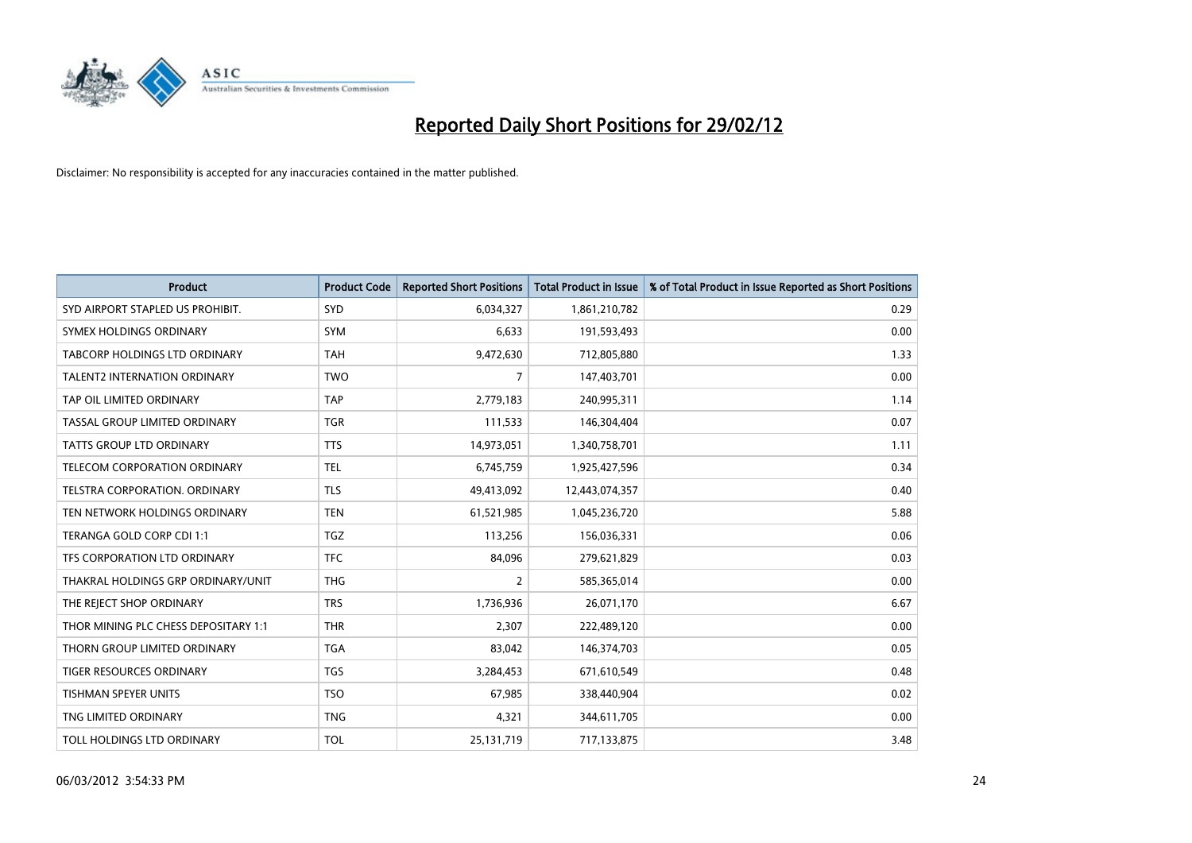# Reported Daily Short Positions for 29/02/12

Disclaimer: No responsibility is accepted for any inaccuracies contained in the matter published.

| Product | Product Code | Reported Short Positions | Total Product in Issue | % of Total Product in Issue Reported as Short Positions |
|---|---|---|---|---|
| SYD AIRPORT STAPLED US PROHIBIT. | SYD | 6,034,327 | 1,861,210,782 | 0.29 |
| SYMEX HOLDINGS ORDINARY | SYM | 6,633 | 191,593,493 | 0.00 |
| TABCORP HOLDINGS LTD ORDINARY | TAH | 9,472,630 | 712,805,880 | 1.33 |
| TALENT2 INTERNATION ORDINARY | TWO | 7 | 147,403,701 | 0.00 |
| TAP OIL LIMITED ORDINARY | TAP | 2,779,183 | 240,995,311 | 1.14 |
| TASSAL GROUP LIMITED ORDINARY | TGR | 111,533 | 146,304,404 | 0.07 |
| TATTS GROUP LTD ORDINARY | TTS | 14,973,051 | 1,340,758,701 | 1.11 |
| TELECOM CORPORATION ORDINARY | TEL | 6,745,759 | 1,925,427,596 | 0.34 |
| TELSTRA CORPORATION. ORDINARY | TLS | 49,413,092 | 12,443,074,357 | 0.40 |
| TEN NETWORK HOLDINGS ORDINARY | TEN | 61,521,985 | 1,045,236,720 | 5.88 |
| TERANGA GOLD CORP CDI 1:1 | TGZ | 113,256 | 156,036,331 | 0.06 |
| TFS CORPORATION LTD ORDINARY | TFC | 84,096 | 279,621,829 | 0.03 |
| THAKRAL HOLDINGS GRP ORDINARY/UNIT | THG | 2 | 585,365,014 | 0.00 |
| THE REJECT SHOP ORDINARY | TRS | 1,736,936 | 26,071,170 | 6.67 |
| THOR MINING PLC CHESS DEPOSITARY 1:1 | THR | 2,307 | 222,489,120 | 0.00 |
| THORN GROUP LIMITED ORDINARY | TGA | 83,042 | 146,374,703 | 0.05 |
| TIGER RESOURCES ORDINARY | TGS | 3,284,453 | 671,610,549 | 0.48 |
| TISHMAN SPEYER UNITS | TSO | 67,985 | 338,440,904 | 0.02 |
| TNG LIMITED ORDINARY | TNG | 4,321 | 344,611,705 | 0.00 |
| TOLL HOLDINGS LTD ORDINARY | TOL | 25,131,719 | 717,133,875 | 3.48 |

06/03/2012 3:54:33 PM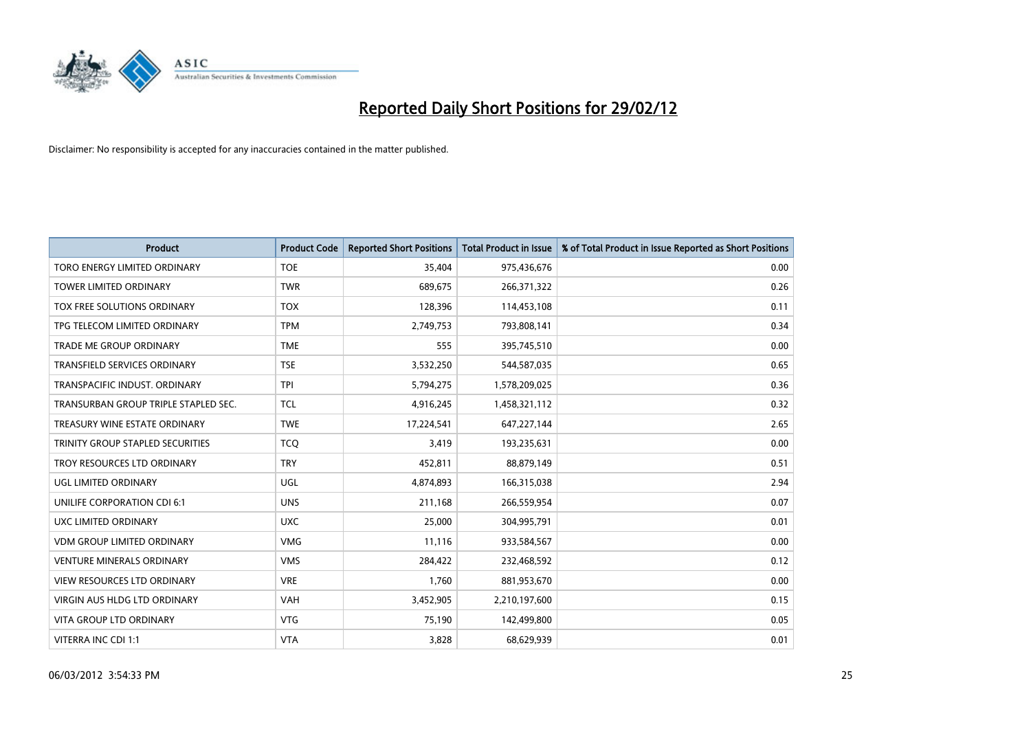# Reported Daily Short Positions for 29/02/12

Disclaimer: No responsibility is accepted for any inaccuracies contained in the matter published.

| Product | Product Code | Reported Short Positions | Total Product in Issue | % of Total Product in Issue Reported as Short Positions |
|---|---|---|---|---|
| TORO ENERGY LIMITED ORDINARY | TOE | 35,404 | 975,436,676 | 0.00 |
| TOWER LIMITED ORDINARY | TWR | 689,675 | 266,371,322 | 0.26 |
| TOX FREE SOLUTIONS ORDINARY | TOX | 128,396 | 114,453,108 | 0.11 |
| TPG TELECOM LIMITED ORDINARY | TPM | 2,749,753 | 793,808,141 | 0.34 |
| TRADE ME GROUP ORDINARY | TME | 555 | 395,745,510 | 0.00 |
| TRANSFIELD SERVICES ORDINARY | TSE | 3,532,250 | 544,587,035 | 0.65 |
| TRANSPACIFIC INDUST. ORDINARY | TPI | 5,794,275 | 1,578,209,025 | 0.36 |
| TRANSURBAN GROUP TRIPLE STAPLED SEC. | TCL | 4,916,245 | 1,458,321,112 | 0.32 |
| TREASURY WINE ESTATE ORDINARY | TWE | 17,224,541 | 647,227,144 | 2.65 |
| TRINITY GROUP STAPLED SECURITIES | TCQ | 3,419 | 193,235,631 | 0.00 |
| TROY RESOURCES LTD ORDINARY | TRY | 452,811 | 88,879,149 | 0.51 |
| UGL LIMITED ORDINARY | UGL | 4,874,893 | 166,315,038 | 2.94 |
| UNILIFE CORPORATION CDI 6:1 | UNS | 211,168 | 266,559,954 | 0.07 |
| UXC LIMITED ORDINARY | UXC | 25,000 | 304,995,791 | 0.01 |
| VDM GROUP LIMITED ORDINARY | VMG | 11,116 | 933,584,567 | 0.00 |
| VENTURE MINERALS ORDINARY | VMS | 284,422 | 232,468,592 | 0.12 |
| VIEW RESOURCES LTD ORDINARY | VRE | 1,760 | 881,953,670 | 0.00 |
| VIRGIN AUS HLDG LTD ORDINARY | VAH | 3,452,905 | 2,210,197,600 | 0.15 |
| VITA GROUP LTD ORDINARY | VTG | 75,190 | 142,499,800 | 0.05 |
| VITERRA INC CDI 1:1 | VTA | 3,828 | 68,629,939 | 0.01 |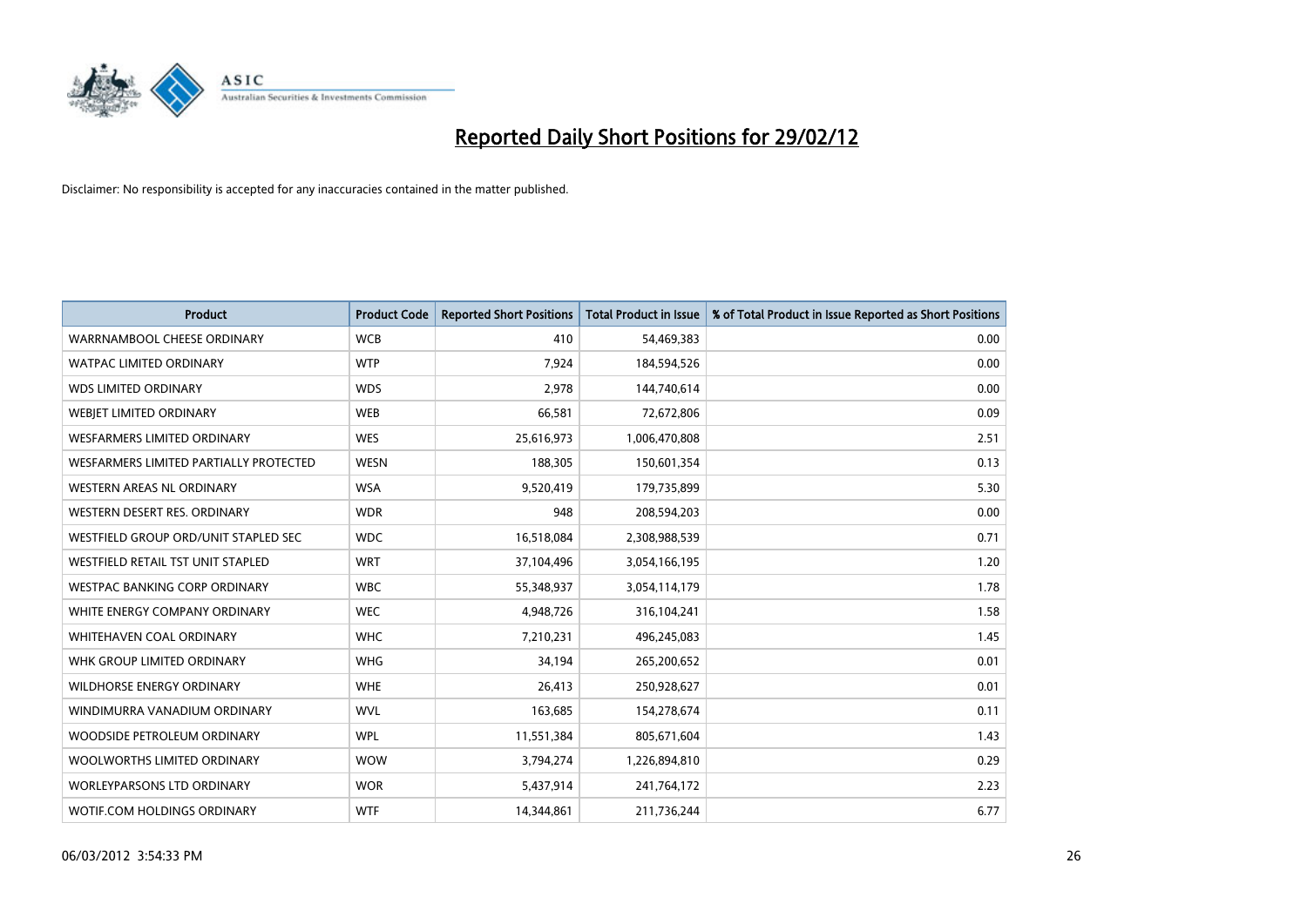# Reported Daily Short Positions for 29/02/12

Disclaimer: No responsibility is accepted for any inaccuracies contained in the matter published.

| Product | Product Code | Reported Short Positions | Total Product in Issue | % of Total Product in Issue Reported as Short Positions |
|---|---|---|---|---|
| WARRNAMBOOL CHEESE ORDINARY | WCB | 410 | 54,469,383 | 0.00 |
| WATPAC LIMITED ORDINARY | WTP | 7,924 | 184,594,526 | 0.00 |
| WDS LIMITED ORDINARY | WDS | 2,978 | 144,740,614 | 0.00 |
| WEBJET LIMITED ORDINARY | WEB | 66,581 | 72,672,806 | 0.09 |
| WESFARMERS LIMITED ORDINARY | WES | 25,616,973 | 1,006,470,808 | 2.51 |
| WESFARMERS LIMITED PARTIALLY PROTECTED | WESN | 188,305 | 150,601,354 | 0.13 |
| WESTERN AREAS NL ORDINARY | WSA | 9,520,419 | 179,735,899 | 5.30 |
| WESTERN DESERT RES. ORDINARY | WDR | 948 | 208,594,203 | 0.00 |
| WESTFIELD GROUP ORD/UNIT STAPLED SEC | WDC | 16,518,084 | 2,308,988,539 | 0.71 |
| WESTFIELD RETAIL TST UNIT STAPLED | WRT | 37,104,496 | 3,054,166,195 | 1.20 |
| WESTPAC BANKING CORP ORDINARY | WBC | 55,348,937 | 3,054,114,179 | 1.78 |
| WHITE ENERGY COMPANY ORDINARY | WEC | 4,948,726 | 316,104,241 | 1.58 |
| WHITEHAVEN COAL ORDINARY | WHC | 7,210,231 | 496,245,083 | 1.45 |
| WHK GROUP LIMITED ORDINARY | WHG | 34,194 | 265,200,652 | 0.01 |
| WILDHORSE ENERGY ORDINARY | WHE | 26,413 | 250,928,627 | 0.01 |
| WINDIMURRA VANADIUM ORDINARY | WVL | 163,685 | 154,278,674 | 0.11 |
| WOODSIDE PETROLEUM ORDINARY | WPL | 11,551,384 | 805,671,604 | 1.43 |
| WOOLWORTHS LIMITED ORDINARY | WOW | 3,794,274 | 1,226,894,810 | 0.29 |
| WORLEYPARSONS LTD ORDINARY | WOR | 5,437,914 | 241,764,172 | 2.23 |
| WOTIF.COM HOLDINGS ORDINARY | WTF | 14,344,861 | 211,736,244 | 6.77 |

06/03/2012 3:54:33 PM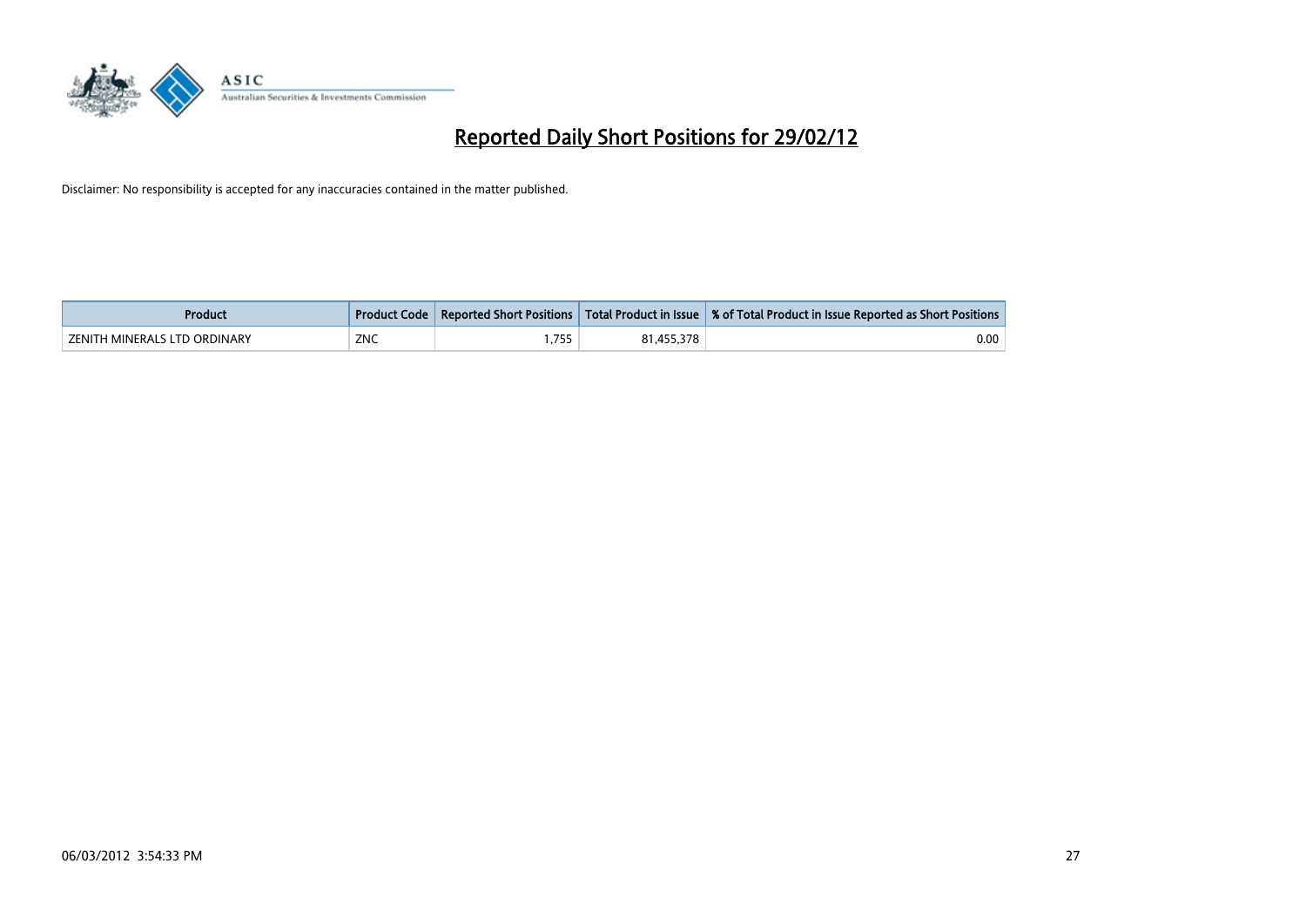# Reported Daily Short Positions for 29/02/12

Disclaimer: No responsibility is accepted for any inaccuracies contained in the matter published.

| Product | Product Code | Reported Short Positions | Total Product in Issue | % of Total Product in Issue Reported as Short Positions |
|---|---|---|---|---|
| ZENITH MINERALS LTD ORDINARY | ZNC | 1,755 | 81,455,378 | 0.00 |

06/03/2012 3:54:33 PM